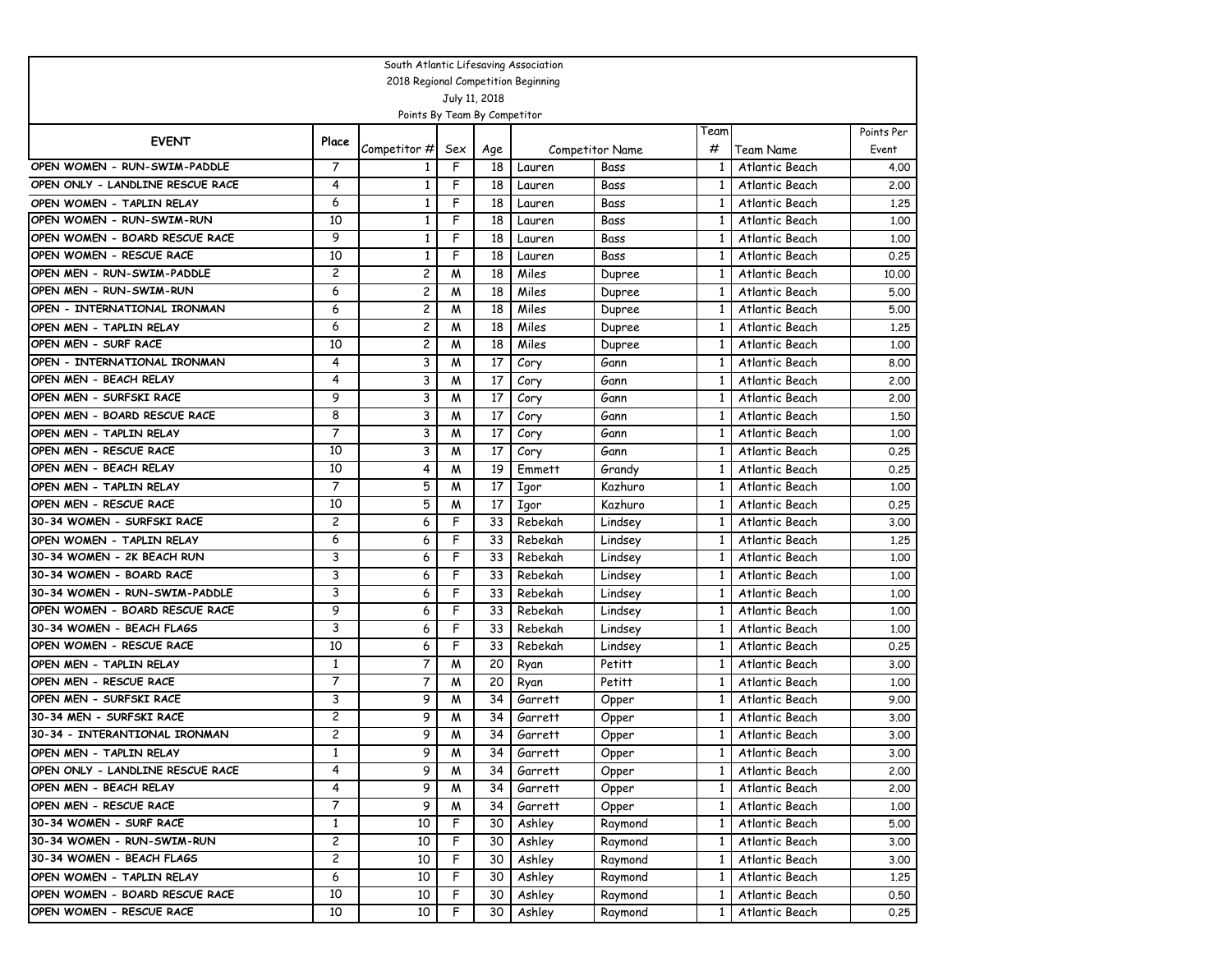South Atlantic Lifesaving Association

2018 Regional Competition Beginning

July 11, 2018

Points By Team By Competitor

| EVENT | Place | Competitor # | Sex | Age | Competitor Name | | Team # | Team Name | Points Per Event |
|---|---|---|---|---|---|---|---|---|---|
| OPEN WOMEN - RUN-SWIM-PADDLE | 7 | 1 | F | 18 | Lauren | Bass | 1 | Atlantic Beach | 4.00 |
| OPEN ONLY - LANDLINE RESCUE RACE | 4 | 1 | F | 18 | Lauren | Bass | 1 | Atlantic Beach | 2.00 |
| OPEN WOMEN - TAPLIN RELAY | 6 | 1 | F | 18 | Lauren | Bass | 1 | Atlantic Beach | 1.25 |
| OPEN WOMEN - RUN-SWIM-RUN | 10 | 1 | F | 18 | Lauren | Bass | 1 | Atlantic Beach | 1.00 |
| OPEN WOMEN - BOARD RESCUE RACE | 9 | 1 | F | 18 | Lauren | Bass | 1 | Atlantic Beach | 1.00 |
| OPEN WOMEN - RESCUE RACE | 10 | 1 | F | 18 | Lauren | Bass | 1 | Atlantic Beach | 0.25 |
| OPEN MEN - RUN-SWIM-PADDLE | 2 | 2 | M | 18 | Miles | Dupree | 1 | Atlantic Beach | 10.00 |
| OPEN MEN - RUN-SWIM-RUN | 6 | 2 | M | 18 | Miles | Dupree | 1 | Atlantic Beach | 5.00 |
| OPEN - INTERNATIONAL IRONMAN | 6 | 2 | M | 18 | Miles | Dupree | 1 | Atlantic Beach | 5.00 |
| OPEN MEN - TAPLIN RELAY | 6 | 2 | M | 18 | Miles | Dupree | 1 | Atlantic Beach | 1.25 |
| OPEN MEN - SURF RACE | 10 | 2 | M | 18 | Miles | Dupree | 1 | Atlantic Beach | 1.00 |
| OPEN - INTERNATIONAL IRONMAN | 4 | 3 | M | 17 | Cory | Gann | 1 | Atlantic Beach | 8.00 |
| OPEN MEN - BEACH RELAY | 4 | 3 | M | 17 | Cory | Gann | 1 | Atlantic Beach | 2.00 |
| OPEN MEN - SURFSKI RACE | 9 | 3 | M | 17 | Cory | Gann | 1 | Atlantic Beach | 2.00 |
| OPEN MEN - BOARD RESCUE RACE | 8 | 3 | M | 17 | Cory | Gann | 1 | Atlantic Beach | 1.50 |
| OPEN MEN - TAPLIN RELAY | 7 | 3 | M | 17 | Cory | Gann | 1 | Atlantic Beach | 1.00 |
| OPEN MEN - RESCUE RACE | 10 | 3 | M | 17 | Cory | Gann | 1 | Atlantic Beach | 0.25 |
| OPEN MEN - BEACH RELAY | 10 | 4 | M | 19 | Emmett | Grandy | 1 | Atlantic Beach | 0.25 |
| OPEN MEN - TAPLIN RELAY | 7 | 5 | M | 17 | Igor | Kazhuro | 1 | Atlantic Beach | 1.00 |
| OPEN MEN - RESCUE RACE | 10 | 5 | M | 17 | Igor | Kazhuro | 1 | Atlantic Beach | 0.25 |
| 30-34 WOMEN - SURFSKI RACE | 2 | 6 | F | 33 | Rebekah | Lindsey | 1 | Atlantic Beach | 3.00 |
| OPEN WOMEN - TAPLIN RELAY | 6 | 6 | F | 33 | Rebekah | Lindsey | 1 | Atlantic Beach | 1.25 |
| 30-34 WOMEN - 2K BEACH RUN | 3 | 6 | F | 33 | Rebekah | Lindsey | 1 | Atlantic Beach | 1.00 |
| 30-34 WOMEN - BOARD RACE | 3 | 6 | F | 33 | Rebekah | Lindsey | 1 | Atlantic Beach | 1.00 |
| 30-34 WOMEN - RUN-SWIM-PADDLE | 3 | 6 | F | 33 | Rebekah | Lindsey | 1 | Atlantic Beach | 1.00 |
| OPEN WOMEN - BOARD RESCUE RACE | 9 | 6 | F | 33 | Rebekah | Lindsey | 1 | Atlantic Beach | 1.00 |
| 30-34 WOMEN - BEACH FLAGS | 3 | 6 | F | 33 | Rebekah | Lindsey | 1 | Atlantic Beach | 1.00 |
| OPEN WOMEN - RESCUE RACE | 10 | 6 | F | 33 | Rebekah | Lindsey | 1 | Atlantic Beach | 0.25 |
| OPEN MEN - TAPLIN RELAY | 1 | 7 | M | 20 | Ryan | Petitt | 1 | Atlantic Beach | 3.00 |
| OPEN MEN - RESCUE RACE | 7 | 7 | M | 20 | Ryan | Petitt | 1 | Atlantic Beach | 1.00 |
| OPEN MEN - SURFSKI RACE | 3 | 9 | M | 34 | Garrett | Opper | 1 | Atlantic Beach | 9.00 |
| 30-34 MEN - SURFSKI RACE | 2 | 9 | M | 34 | Garrett | Opper | 1 | Atlantic Beach | 3.00 |
| 30-34 - INTERANTIONAL IRONMAN | 2 | 9 | M | 34 | Garrett | Opper | 1 | Atlantic Beach | 3.00 |
| OPEN MEN - TAPLIN RELAY | 1 | 9 | M | 34 | Garrett | Opper | 1 | Atlantic Beach | 3.00 |
| OPEN ONLY - LANDLINE RESCUE RACE | 4 | 9 | M | 34 | Garrett | Opper | 1 | Atlantic Beach | 2.00 |
| OPEN MEN - BEACH RELAY | 4 | 9 | M | 34 | Garrett | Opper | 1 | Atlantic Beach | 2.00 |
| OPEN MEN - RESCUE RACE | 7 | 9 | M | 34 | Garrett | Opper | 1 | Atlantic Beach | 1.00 |
| 30-34 WOMEN - SURF RACE | 1 | 10 | F | 30 | Ashley | Raymond | 1 | Atlantic Beach | 5.00 |
| 30-34 WOMEN - RUN-SWIM-RUN | 2 | 10 | F | 30 | Ashley | Raymond | 1 | Atlantic Beach | 3.00 |
| 30-34 WOMEN - BEACH FLAGS | 2 | 10 | F | 30 | Ashley | Raymond | 1 | Atlantic Beach | 3.00 |
| OPEN WOMEN - TAPLIN RELAY | 6 | 10 | F | 30 | Ashley | Raymond | 1 | Atlantic Beach | 1.25 |
| OPEN WOMEN - BOARD RESCUE RACE | 10 | 10 | F | 30 | Ashley | Raymond | 1 | Atlantic Beach | 0.50 |
| OPEN WOMEN - RESCUE RACE | 10 | 10 | F | 30 | Ashley | Raymond | 1 | Atlantic Beach | 0.25 |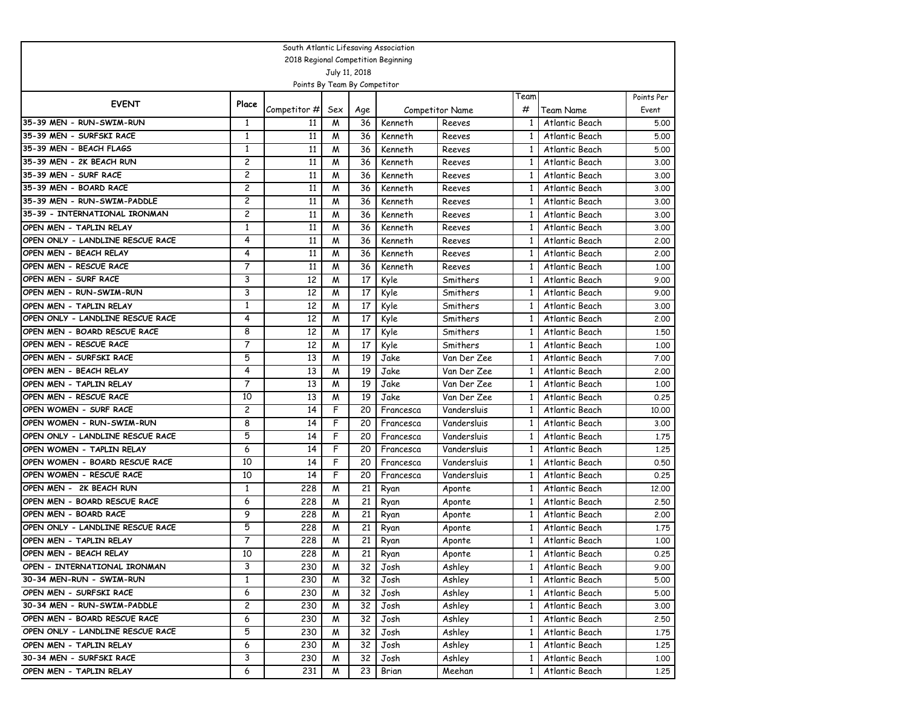South Atlantic Lifesaving Association

2018 Regional Competition Beginning

July 11, 2018

Points By Team By Competitor

| EVENT | Place | Competitor # | Sex | Age | Competitor Name | | Team # | Team Name | Points Per Event |
|---|---|---|---|---|---|---|---|---|---|
| 35-39 MEN - RUN-SWIM-RUN | 1 | 11 | M | 36 | Kenneth | Reeves | 1 | Atlantic Beach | 5.00 |
| 35-39 MEN - SURFSKI RACE | 1 | 11 | M | 36 | Kenneth | Reeves | 1 | Atlantic Beach | 5.00 |
| 35-39 MEN - BEACH FLAGS | 1 | 11 | M | 36 | Kenneth | Reeves | 1 | Atlantic Beach | 5.00 |
| 35-39 MEN - 2K BEACH RUN | 2 | 11 | M | 36 | Kenneth | Reeves | 1 | Atlantic Beach | 3.00 |
| 35-39 MEN - SURF RACE | 2 | 11 | M | 36 | Kenneth | Reeves | 1 | Atlantic Beach | 3.00 |
| 35-39 MEN - BOARD RACE | 2 | 11 | M | 36 | Kenneth | Reeves | 1 | Atlantic Beach | 3.00 |
| 35-39 MEN - RUN-SWIM-PADDLE | 2 | 11 | M | 36 | Kenneth | Reeves | 1 | Atlantic Beach | 3.00 |
| 35-39 - INTERNATIONAL IRONMAN | 2 | 11 | M | 36 | Kenneth | Reeves | 1 | Atlantic Beach | 3.00 |
| OPEN MEN - TAPLIN RELAY | 1 | 11 | M | 36 | Kenneth | Reeves | 1 | Atlantic Beach | 3.00 |
| OPEN ONLY - LANDLINE RESCUE RACE | 4 | 11 | M | 36 | Kenneth | Reeves | 1 | Atlantic Beach | 2.00 |
| OPEN MEN - BEACH RELAY | 4 | 11 | M | 36 | Kenneth | Reeves | 1 | Atlantic Beach | 2.00 |
| OPEN MEN - RESCUE RACE | 7 | 11 | M | 36 | Kenneth | Reeves | 1 | Atlantic Beach | 1.00 |
| OPEN MEN - SURF RACE | 3 | 12 | M | 17 | Kyle | Smithers | 1 | Atlantic Beach | 9.00 |
| OPEN MEN - RUN-SWIM-RUN | 3 | 12 | M | 17 | Kyle | Smithers | 1 | Atlantic Beach | 9.00 |
| OPEN MEN - TAPLIN RELAY | 1 | 12 | M | 17 | Kyle | Smithers | 1 | Atlantic Beach | 3.00 |
| OPEN ONLY - LANDLINE RESCUE RACE | 4 | 12 | M | 17 | Kyle | Smithers | 1 | Atlantic Beach | 2.00 |
| OPEN MEN - BOARD RESCUE RACE | 8 | 12 | M | 17 | Kyle | Smithers | 1 | Atlantic Beach | 1.50 |
| OPEN MEN - RESCUE RACE | 7 | 12 | M | 17 | Kyle | Smithers | 1 | Atlantic Beach | 1.00 |
| OPEN MEN - SURFSKI RACE | 5 | 13 | M | 19 | Jake | Van Der Zee | 1 | Atlantic Beach | 7.00 |
| OPEN MEN - BEACH RELAY | 4 | 13 | M | 19 | Jake | Van Der Zee | 1 | Atlantic Beach | 2.00 |
| OPEN MEN - TAPLIN RELAY | 7 | 13 | M | 19 | Jake | Van Der Zee | 1 | Atlantic Beach | 1.00 |
| OPEN MEN - RESCUE RACE | 10 | 13 | M | 19 | Jake | Van Der Zee | 1 | Atlantic Beach | 0.25 |
| OPEN WOMEN - SURF RACE | 2 | 14 | F | 20 | Francesca | Vandersluis | 1 | Atlantic Beach | 10.00 |
| OPEN WOMEN - RUN-SWIM-RUN | 8 | 14 | F | 20 | Francesca | Vandersluis | 1 | Atlantic Beach | 3.00 |
| OPEN ONLY - LANDLINE RESCUE RACE | 5 | 14 | F | 20 | Francesca | Vandersluis | 1 | Atlantic Beach | 1.75 |
| OPEN WOMEN - TAPLIN RELAY | 6 | 14 | F | 20 | Francesca | Vandersluis | 1 | Atlantic Beach | 1.25 |
| OPEN WOMEN - BOARD RESCUE RACE | 10 | 14 | F | 20 | Francesca | Vandersluis | 1 | Atlantic Beach | 0.50 |
| OPEN WOMEN - RESCUE RACE | 10 | 14 | F | 20 | Francesca | Vandersluis | 1 | Atlantic Beach | 0.25 |
| OPEN MEN - 2K BEACH RUN | 1 | 228 | M | 21 | Ryan | Aponte | 1 | Atlantic Beach | 12.00 |
| OPEN MEN - BOARD RESCUE RACE | 6 | 228 | M | 21 | Ryan | Aponte | 1 | Atlantic Beach | 2.50 |
| OPEN MEN - BOARD RACE | 9 | 228 | M | 21 | Ryan | Aponte | 1 | Atlantic Beach | 2.00 |
| OPEN ONLY - LANDLINE RESCUE RACE | 5 | 228 | M | 21 | Ryan | Aponte | 1 | Atlantic Beach | 1.75 |
| OPEN MEN - TAPLIN RELAY | 7 | 228 | M | 21 | Ryan | Aponte | 1 | Atlantic Beach | 1.00 |
| OPEN MEN - BEACH RELAY | 10 | 228 | M | 21 | Ryan | Aponte | 1 | Atlantic Beach | 0.25 |
| OPEN - INTERNATIONAL IRONMAN | 3 | 230 | M | 32 | Josh | Ashley | 1 | Atlantic Beach | 9.00 |
| 30-34 MEN-RUN - SWIM-RUN | 1 | 230 | M | 32 | Josh | Ashley | 1 | Atlantic Beach | 5.00 |
| OPEN MEN - SURFSKI RACE | 6 | 230 | M | 32 | Josh | Ashley | 1 | Atlantic Beach | 5.00 |
| 30-34 MEN - RUN-SWIM-PADDLE | 2 | 230 | M | 32 | Josh | Ashley | 1 | Atlantic Beach | 3.00 |
| OPEN MEN - BOARD RESCUE RACE | 6 | 230 | M | 32 | Josh | Ashley | 1 | Atlantic Beach | 2.50 |
| OPEN ONLY - LANDLINE RESCUE RACE | 5 | 230 | M | 32 | Josh | Ashley | 1 | Atlantic Beach | 1.75 |
| OPEN MEN - TAPLIN RELAY | 6 | 230 | M | 32 | Josh | Ashley | 1 | Atlantic Beach | 1.25 |
| 30-34 MEN - SURFSKI RACE | 3 | 230 | M | 32 | Josh | Ashley | 1 | Atlantic Beach | 1.00 |
| OPEN MEN - TAPLIN RELAY | 6 | 231 | M | 23 | Brian | Meehan | 1 | Atlantic Beach | 1.25 |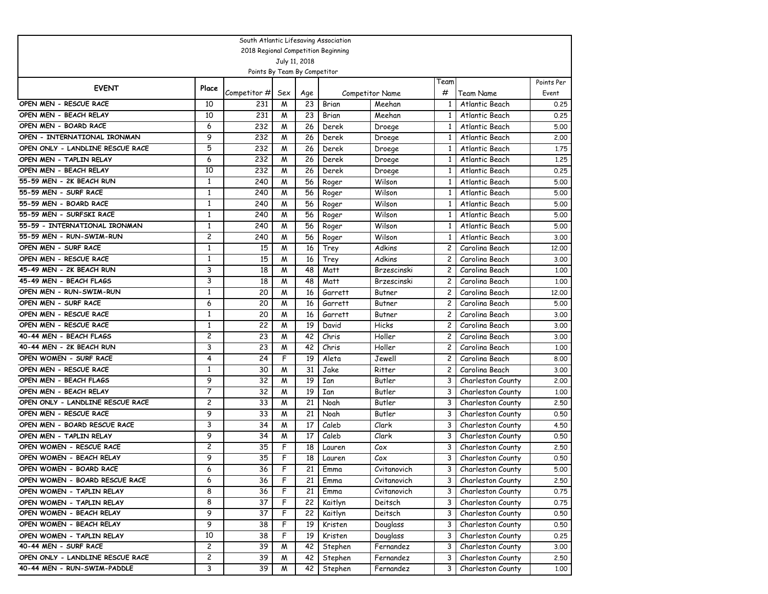South Atlantic Lifesaving Association

2018 Regional Competition Beginning

July 11, 2018

Points By Team By Competitor

| EVENT | Place | Competitor # | Sex | Age | Competitor Name | | Team # | Team Name | Points Per Event |
|---|---|---|---|---|---|---|---|---|---|
| OPEN MEN - RESCUE RACE | 10 | 231 | M | 23 | Brian | Meehan | 1 | Atlantic Beach | 0.25 |
| OPEN MEN - BEACH RELAY | 10 | 231 | M | 23 | Brian | Meehan | 1 | Atlantic Beach | 0.25 |
| OPEN MEN - BOARD RACE | 6 | 232 | M | 26 | Derek | Droege | 1 | Atlantic Beach | 5.00 |
| OPEN - INTERNATIONAL IRONMAN | 9 | 232 | M | 26 | Derek | Droege | 1 | Atlantic Beach | 2.00 |
| OPEN ONLY - LANDLINE RESCUE RACE | 5 | 232 | M | 26 | Derek | Droege | 1 | Atlantic Beach | 1.75 |
| OPEN MEN - TAPLIN RELAY | 6 | 232 | M | 26 | Derek | Droege | 1 | Atlantic Beach | 1.25 |
| OPEN MEN - BEACH RELAY | 10 | 232 | M | 26 | Derek | Droege | 1 | Atlantic Beach | 0.25 |
| 55-59 MEN - 2K BEACH RUN | 1 | 240 | M | 56 | Roger | Wilson | 1 | Atlantic Beach | 5.00 |
| 55-59 MEN - SURF RACE | 1 | 240 | M | 56 | Roger | Wilson | 1 | Atlantic Beach | 5.00 |
| 55-59 MEN - BOARD RACE | 1 | 240 | M | 56 | Roger | Wilson | 1 | Atlantic Beach | 5.00 |
| 55-59 MEN - SURFSKI RACE | 1 | 240 | M | 56 | Roger | Wilson | 1 | Atlantic Beach | 5.00 |
| 55-59 - INTERNATIONAL IRONMAN | 1 | 240 | M | 56 | Roger | Wilson | 1 | Atlantic Beach | 5.00 |
| 55-59 MEN - RUN-SWIM-RUN | 2 | 240 | M | 56 | Roger | Wilson | 1 | Atlantic Beach | 3.00 |
| OPEN MEN - SURF RACE | 1 | 15 | M | 16 | Trey | Adkins | 2 | Carolina Beach | 12.00 |
| OPEN MEN - RESCUE RACE | 1 | 15 | M | 16 | Trey | Adkins | 2 | Carolina Beach | 3.00 |
| 45-49 MEN - 2K BEACH RUN | 3 | 18 | M | 48 | Matt | Brzescinski | 2 | Carolina Beach | 1.00 |
| 45-49 MEN - BEACH FLAGS | 3 | 18 | M | 48 | Matt | Brzescinski | 2 | Carolina Beach | 1.00 |
| OPEN MEN - RUN-SWIM-RUN | 1 | 20 | M | 16 | Garrett | Butner | 2 | Carolina Beach | 12.00 |
| OPEN MEN - SURF RACE | 6 | 20 | M | 16 | Garrett | Butner | 2 | Carolina Beach | 5.00 |
| OPEN MEN - RESCUE RACE | 1 | 20 | M | 16 | Garrett | Butner | 2 | Carolina Beach | 3.00 |
| OPEN MEN - RESCUE RACE | 1 | 22 | M | 19 | David | Hicks | 2 | Carolina Beach | 3.00 |
| 40-44 MEN - BEACH FLAGS | 2 | 23 | M | 42 | Chris | Holler | 2 | Carolina Beach | 3.00 |
| 40-44 MEN - 2K BEACH RUN | 3 | 23 | M | 42 | Chris | Holler | 2 | Carolina Beach | 1.00 |
| OPEN WOMEN - SURF RACE | 4 | 24 | F | 19 | Aleta | Jewell | 2 | Carolina Beach | 8.00 |
| OPEN MEN - RESCUE RACE | 1 | 30 | M | 31 | Jake | Ritter | 2 | Carolina Beach | 3.00 |
| OPEN MEN - BEACH FLAGS | 9 | 32 | M | 19 | Ian | Butler | 3 | Charleston County | 2.00 |
| OPEN MEN - BEACH RELAY | 7 | 32 | M | 19 | Ian | Butler | 3 | Charleston County | 1.00 |
| OPEN ONLY - LANDLINE RESCUE RACE | 2 | 33 | M | 21 | Noah | Butler | 3 | Charleston County | 2.50 |
| OPEN MEN - RESCUE RACE | 9 | 33 | M | 21 | Noah | Butler | 3 | Charleston County | 0.50 |
| OPEN MEN - BOARD RESCUE RACE | 3 | 34 | M | 17 | Caleb | Clark | 3 | Charleston County | 4.50 |
| OPEN MEN - TAPLIN RELAY | 9 | 34 | M | 17 | Caleb | Clark | 3 | Charleston County | 0.50 |
| OPEN WOMEN - RESCUE RACE | 2 | 35 | F | 18 | Lauren | Cox | 3 | Charleston County | 2.50 |
| OPEN WOMEN - BEACH RELAY | 9 | 35 | F | 18 | Lauren | Cox | 3 | Charleston County | 0.50 |
| OPEN WOMEN - BOARD RACE | 6 | 36 | F | 21 | Emma | Cvitanovich | 3 | Charleston County | 5.00 |
| OPEN WOMEN - BOARD RESCUE RACE | 6 | 36 | F | 21 | Emma | Cvitanovich | 3 | Charleston County | 2.50 |
| OPEN WOMEN - TAPLIN RELAY | 8 | 36 | F | 21 | Emma | Cvitanovich | 3 | Charleston County | 0.75 |
| OPEN WOMEN - TAPLIN RELAY | 8 | 37 | F | 22 | Kaitlyn | Deitsch | 3 | Charleston County | 0.75 |
| OPEN WOMEN - BEACH RELAY | 9 | 37 | F | 22 | Kaitlyn | Deitsch | 3 | Charleston County | 0.50 |
| OPEN WOMEN - BEACH RELAY | 9 | 38 | F | 19 | Kristen | Douglass | 3 | Charleston County | 0.50 |
| OPEN WOMEN - TAPLIN RELAY | 10 | 38 | F | 19 | Kristen | Douglass | 3 | Charleston County | 0.25 |
| 40-44 MEN - SURF RACE | 2 | 39 | M | 42 | Stephen | Fernandez | 3 | Charleston County | 3.00 |
| OPEN ONLY - LANDLINE RESCUE RACE | 2 | 39 | M | 42 | Stephen | Fernandez | 3 | Charleston County | 2.50 |
| 40-44 MEN - RUN-SWIM-PADDLE | 3 | 39 | M | 42 | Stephen | Fernandez | 3 | Charleston County | 1.00 |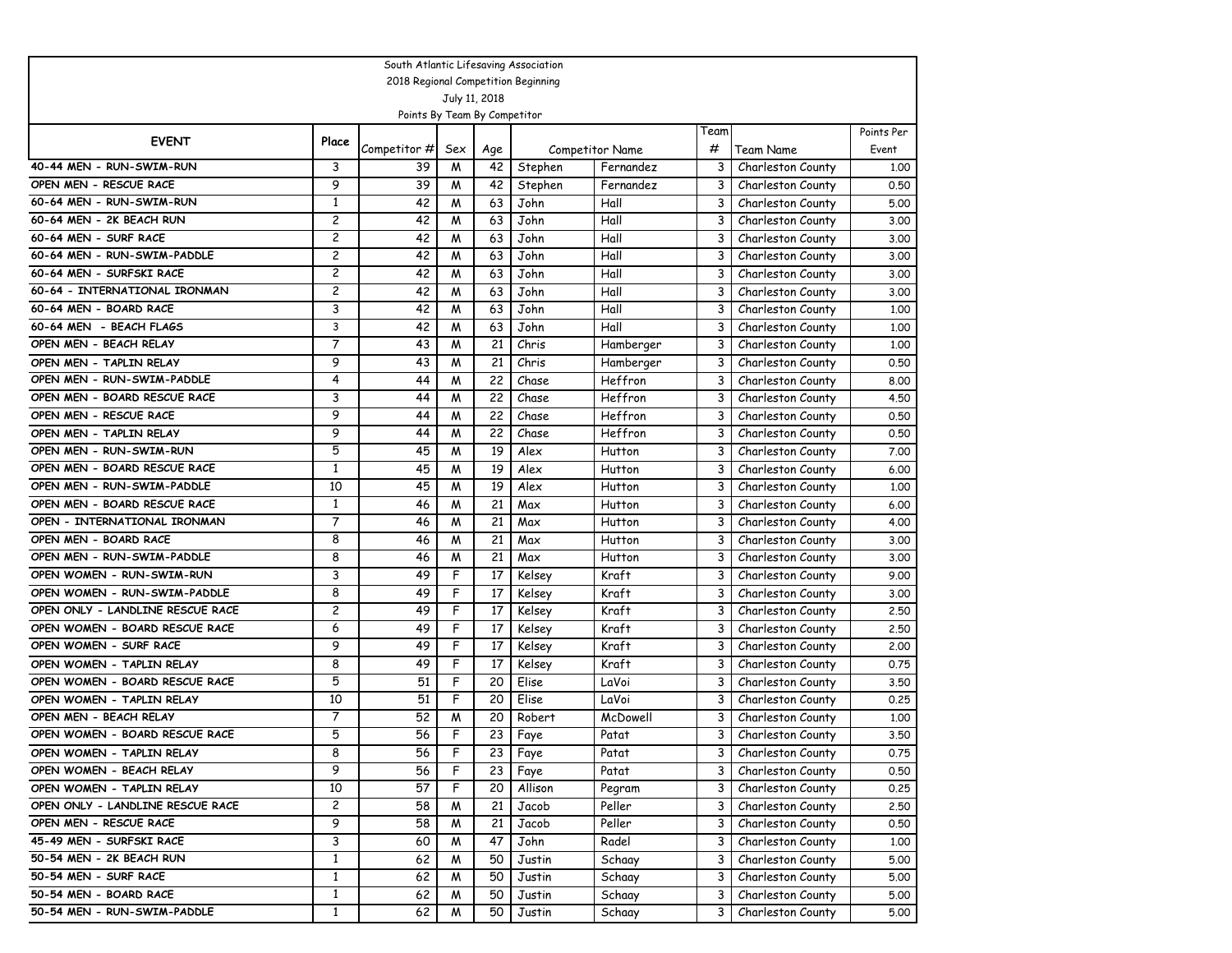South Atlantic Lifesaving Association
2018 Regional Competition Beginning
July 11, 2018
Points By Team By Competitor

| EVENT | Place | Competitor # | Sex | Age | Competitor Name | | Team # | Team Name | Points Per Event |
|---|---|---|---|---|---|---|---|---|---|
| 40-44 MEN - RUN-SWIM-RUN | 3 | 39 | M | 42 | Stephen | Fernandez | 3 | Charleston County | 1.00 |
| OPEN MEN - RESCUE RACE | 9 | 39 | M | 42 | Stephen | Fernandez | 3 | Charleston County | 0.50 |
| 60-64 MEN - RUN-SWIM-RUN | 1 | 42 | M | 63 | John | Hall | 3 | Charleston County | 5.00 |
| 60-64 MEN - 2K BEACH RUN | 2 | 42 | M | 63 | John | Hall | 3 | Charleston County | 3.00 |
| 60-64 MEN - SURF RACE | 2 | 42 | M | 63 | John | Hall | 3 | Charleston County | 3.00 |
| 60-64 MEN - RUN-SWIM-PADDLE | 2 | 42 | M | 63 | John | Hall | 3 | Charleston County | 3.00 |
| 60-64 MEN - SURFSKI RACE | 2 | 42 | M | 63 | John | Hall | 3 | Charleston County | 3.00 |
| 60-64 - INTERNATIONAL IRONMAN | 2 | 42 | M | 63 | John | Hall | 3 | Charleston County | 3.00 |
| 60-64 MEN - BOARD RACE | 3 | 42 | M | 63 | John | Hall | 3 | Charleston County | 1.00 |
| 60-64 MEN - BEACH FLAGS | 3 | 42 | M | 63 | John | Hall | 3 | Charleston County | 1.00 |
| OPEN MEN - BEACH RELAY | 7 | 43 | M | 21 | Chris | Hamberger | 3 | Charleston County | 1.00 |
| OPEN MEN - TAPLIN RELAY | 9 | 43 | M | 21 | Chris | Hamberger | 3 | Charleston County | 0.50 |
| OPEN MEN - RUN-SWIM-PADDLE | 4 | 44 | M | 22 | Chase | Heffron | 3 | Charleston County | 8.00 |
| OPEN MEN - BOARD RESCUE RACE | 3 | 44 | M | 22 | Chase | Heffron | 3 | Charleston County | 4.50 |
| OPEN MEN - RESCUE RACE | 9 | 44 | M | 22 | Chase | Heffron | 3 | Charleston County | 0.50 |
| OPEN MEN - TAPLIN RELAY | 9 | 44 | M | 22 | Chase | Heffron | 3 | Charleston County | 0.50 |
| OPEN MEN - RUN-SWIM-RUN | 5 | 45 | M | 19 | Alex | Hutton | 3 | Charleston County | 7.00 |
| OPEN MEN - BOARD RESCUE RACE | 1 | 45 | M | 19 | Alex | Hutton | 3 | Charleston County | 6.00 |
| OPEN MEN - RUN-SWIM-PADDLE | 10 | 45 | M | 19 | Alex | Hutton | 3 | Charleston County | 1.00 |
| OPEN MEN - BOARD RESCUE RACE | 1 | 46 | M | 21 | Max | Hutton | 3 | Charleston County | 6.00 |
| OPEN - INTERNATIONAL IRONMAN | 7 | 46 | M | 21 | Max | Hutton | 3 | Charleston County | 4.00 |
| OPEN MEN - BOARD RACE | 8 | 46 | M | 21 | Max | Hutton | 3 | Charleston County | 3.00 |
| OPEN MEN - RUN-SWIM-PADDLE | 8 | 46 | M | 21 | Max | Hutton | 3 | Charleston County | 3.00 |
| OPEN WOMEN - RUN-SWIM-RUN | 3 | 49 | F | 17 | Kelsey | Kraft | 3 | Charleston County | 9.00 |
| OPEN WOMEN - RUN-SWIM-PADDLE | 8 | 49 | F | 17 | Kelsey | Kraft | 3 | Charleston County | 3.00 |
| OPEN ONLY - LANDLINE RESCUE RACE | 2 | 49 | F | 17 | Kelsey | Kraft | 3 | Charleston County | 2.50 |
| OPEN WOMEN - BOARD RESCUE RACE | 6 | 49 | F | 17 | Kelsey | Kraft | 3 | Charleston County | 2.50 |
| OPEN WOMEN - SURF RACE | 9 | 49 | F | 17 | Kelsey | Kraft | 3 | Charleston County | 2.00 |
| OPEN WOMEN - TAPLIN RELAY | 8 | 49 | F | 17 | Kelsey | Kraft | 3 | Charleston County | 0.75 |
| OPEN WOMEN - BOARD RESCUE RACE | 5 | 51 | F | 20 | Elise | LaVoi | 3 | Charleston County | 3.50 |
| OPEN WOMEN - TAPLIN RELAY | 10 | 51 | F | 20 | Elise | LaVoi | 3 | Charleston County | 0.25 |
| OPEN MEN - BEACH RELAY | 7 | 52 | M | 20 | Robert | McDowell | 3 | Charleston County | 1.00 |
| OPEN WOMEN - BOARD RESCUE RACE | 5 | 56 | F | 23 | Faye | Patat | 3 | Charleston County | 3.50 |
| OPEN WOMEN - TAPLIN RELAY | 8 | 56 | F | 23 | Faye | Patat | 3 | Charleston County | 0.75 |
| OPEN WOMEN - BEACH RELAY | 9 | 56 | F | 23 | Faye | Patat | 3 | Charleston County | 0.50 |
| OPEN WOMEN - TAPLIN RELAY | 10 | 57 | F | 20 | Allison | Pegram | 3 | Charleston County | 0.25 |
| OPEN ONLY - LANDLINE RESCUE RACE | 2 | 58 | M | 21 | Jacob | Peller | 3 | Charleston County | 2.50 |
| OPEN MEN - RESCUE RACE | 9 | 58 | M | 21 | Jacob | Peller | 3 | Charleston County | 0.50 |
| 45-49 MEN - SURFSKI RACE | 3 | 60 | M | 47 | John | Radel | 3 | Charleston County | 1.00 |
| 50-54 MEN - 2K BEACH RUN | 1 | 62 | M | 50 | Justin | Schaay | 3 | Charleston County | 5.00 |
| 50-54 MEN - SURF RACE | 1 | 62 | M | 50 | Justin | Schaay | 3 | Charleston County | 5.00 |
| 50-54 MEN - BOARD RACE | 1 | 62 | M | 50 | Justin | Schaay | 3 | Charleston County | 5.00 |
| 50-54 MEN - RUN-SWIM-PADDLE | 1 | 62 | M | 50 | Justin | Schaay | 3 | Charleston County | 5.00 |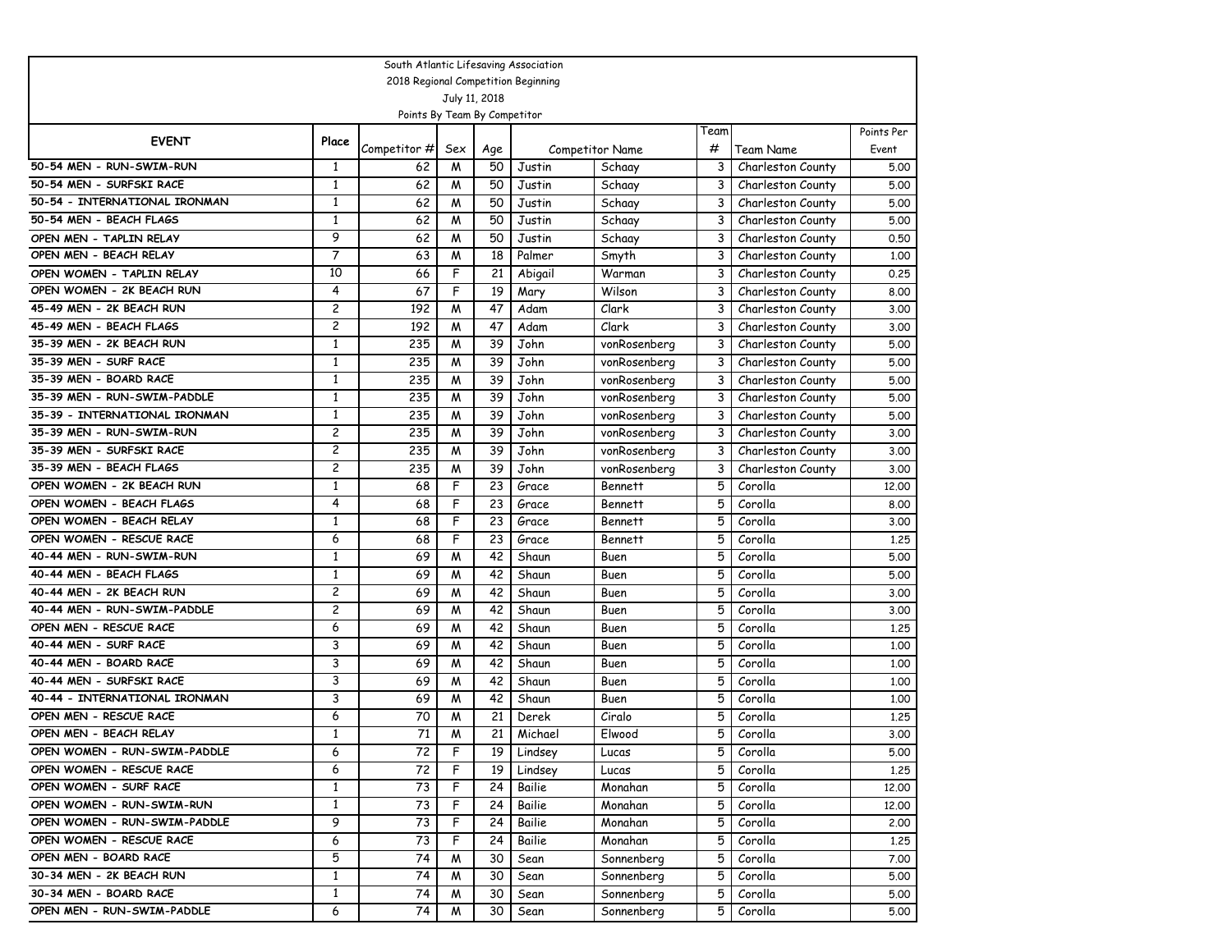South Atlantic Lifesaving Association

2018 Regional Competition Beginning

July 11, 2018

Points By Team By Competitor

| EVENT | Place | Competitor # | Sex | Age | Competitor Name | | Team # | Team Name | Points Per Event |
|---|---|---|---|---|---|---|---|---|---|
| 50-54 MEN - RUN-SWIM-RUN | 1 | 62 | M | 50 | Justin | Schaay | 3 | Charleston County | 5.00 |
| 50-54 MEN - SURFSKI RACE | 1 | 62 | M | 50 | Justin | Schaay | 3 | Charleston County | 5.00 |
| 50-54 - INTERNATIONAL IRONMAN | 1 | 62 | M | 50 | Justin | Schaay | 3 | Charleston County | 5.00 |
| 50-54 MEN - BEACH FLAGS | 1 | 62 | M | 50 | Justin | Schaay | 3 | Charleston County | 5.00 |
| OPEN MEN - TAPLIN RELAY | 9 | 62 | M | 50 | Justin | Schaay | 3 | Charleston County | 0.50 |
| OPEN MEN - BEACH RELAY | 7 | 63 | M | 18 | Palmer | Smyth | 3 | Charleston County | 1.00 |
| OPEN WOMEN - TAPLIN RELAY | 10 | 66 | F | 21 | Abigail | Warman | 3 | Charleston County | 0.25 |
| OPEN WOMEN - 2K BEACH RUN | 4 | 67 | F | 19 | Mary | Wilson | 3 | Charleston County | 8.00 |
| 45-49 MEN - 2K BEACH RUN | 2 | 192 | M | 47 | Adam | Clark | 3 | Charleston County | 3.00 |
| 45-49 MEN - BEACH FLAGS | 2 | 192 | M | 47 | Adam | Clark | 3 | Charleston County | 3.00 |
| 35-39 MEN - 2K BEACH RUN | 1 | 235 | M | 39 | John | vonRosenberg | 3 | Charleston County | 5.00 |
| 35-39 MEN - SURF RACE | 1 | 235 | M | 39 | John | vonRosenberg | 3 | Charleston County | 5.00 |
| 35-39 MEN - BOARD RACE | 1 | 235 | M | 39 | John | vonRosenberg | 3 | Charleston County | 5.00 |
| 35-39 MEN - RUN-SWIM-PADDLE | 1 | 235 | M | 39 | John | vonRosenberg | 3 | Charleston County | 5.00 |
| 35-39 - INTERNATIONAL IRONMAN | 1 | 235 | M | 39 | John | vonRosenberg | 3 | Charleston County | 5.00 |
| 35-39 MEN - RUN-SWIM-RUN | 2 | 235 | M | 39 | John | vonRosenberg | 3 | Charleston County | 3.00 |
| 35-39 MEN - SURFSKI RACE | 2 | 235 | M | 39 | John | vonRosenberg | 3 | Charleston County | 3.00 |
| 35-39 MEN - BEACH FLAGS | 2 | 235 | M | 39 | John | vonRosenberg | 3 | Charleston County | 3.00 |
| OPEN WOMEN - 2K BEACH RUN | 1 | 68 | F | 23 | Grace | Bennett | 5 | Corolla | 12.00 |
| OPEN WOMEN - BEACH FLAGS | 4 | 68 | F | 23 | Grace | Bennett | 5 | Corolla | 8.00 |
| OPEN WOMEN - BEACH RELAY | 1 | 68 | F | 23 | Grace | Bennett | 5 | Corolla | 3.00 |
| OPEN WOMEN - RESCUE RACE | 6 | 68 | F | 23 | Grace | Bennett | 5 | Corolla | 1.25 |
| 40-44 MEN - RUN-SWIM-RUN | 1 | 69 | M | 42 | Shaun | Buen | 5 | Corolla | 5.00 |
| 40-44 MEN - BEACH FLAGS | 1 | 69 | M | 42 | Shaun | Buen | 5 | Corolla | 5.00 |
| 40-44 MEN - 2K BEACH RUN | 2 | 69 | M | 42 | Shaun | Buen | 5 | Corolla | 3.00 |
| 40-44 MEN - RUN-SWIM-PADDLE | 2 | 69 | M | 42 | Shaun | Buen | 5 | Corolla | 3.00 |
| OPEN MEN - RESCUE RACE | 6 | 69 | M | 42 | Shaun | Buen | 5 | Corolla | 1.25 |
| 40-44 MEN - SURF RACE | 3 | 69 | M | 42 | Shaun | Buen | 5 | Corolla | 1.00 |
| 40-44 MEN - BOARD RACE | 3 | 69 | M | 42 | Shaun | Buen | 5 | Corolla | 1.00 |
| 40-44 MEN - SURFSKI RACE | 3 | 69 | M | 42 | Shaun | Buen | 5 | Corolla | 1.00 |
| 40-44 - INTERNATIONAL IRONMAN | 3 | 69 | M | 42 | Shaun | Buen | 5 | Corolla | 1.00 |
| OPEN MEN - RESCUE RACE | 6 | 70 | M | 21 | Derek | Ciralo | 5 | Corolla | 1.25 |
| OPEN MEN - BEACH RELAY | 1 | 71 | M | 21 | Michael | Elwood | 5 | Corolla | 3.00 |
| OPEN WOMEN - RUN-SWIM-PADDLE | 6 | 72 | F | 19 | Lindsey | Lucas | 5 | Corolla | 5.00 |
| OPEN WOMEN - RESCUE RACE | 6 | 72 | F | 19 | Lindsey | Lucas | 5 | Corolla | 1.25 |
| OPEN WOMEN - SURF RACE | 1 | 73 | F | 24 | Bailie | Monahan | 5 | Corolla | 12.00 |
| OPEN WOMEN - RUN-SWIM-RUN | 1 | 73 | F | 24 | Bailie | Monahan | 5 | Corolla | 12.00 |
| OPEN WOMEN - RUN-SWIM-PADDLE | 9 | 73 | F | 24 | Bailie | Monahan | 5 | Corolla | 2.00 |
| OPEN WOMEN - RESCUE RACE | 6 | 73 | F | 24 | Bailie | Monahan | 5 | Corolla | 1.25 |
| OPEN MEN - BOARD RACE | 5 | 74 | M | 30 | Sean | Sonnenberg | 5 | Corolla | 7.00 |
| 30-34 MEN - 2K BEACH RUN | 1 | 74 | M | 30 | Sean | Sonnenberg | 5 | Corolla | 5.00 |
| 30-34 MEN - BOARD RACE | 1 | 74 | M | 30 | Sean | Sonnenberg | 5 | Corolla | 5.00 |
| OPEN MEN - RUN-SWIM-PADDLE | 6 | 74 | M | 30 | Sean | Sonnenberg | 5 | Corolla | 5.00 |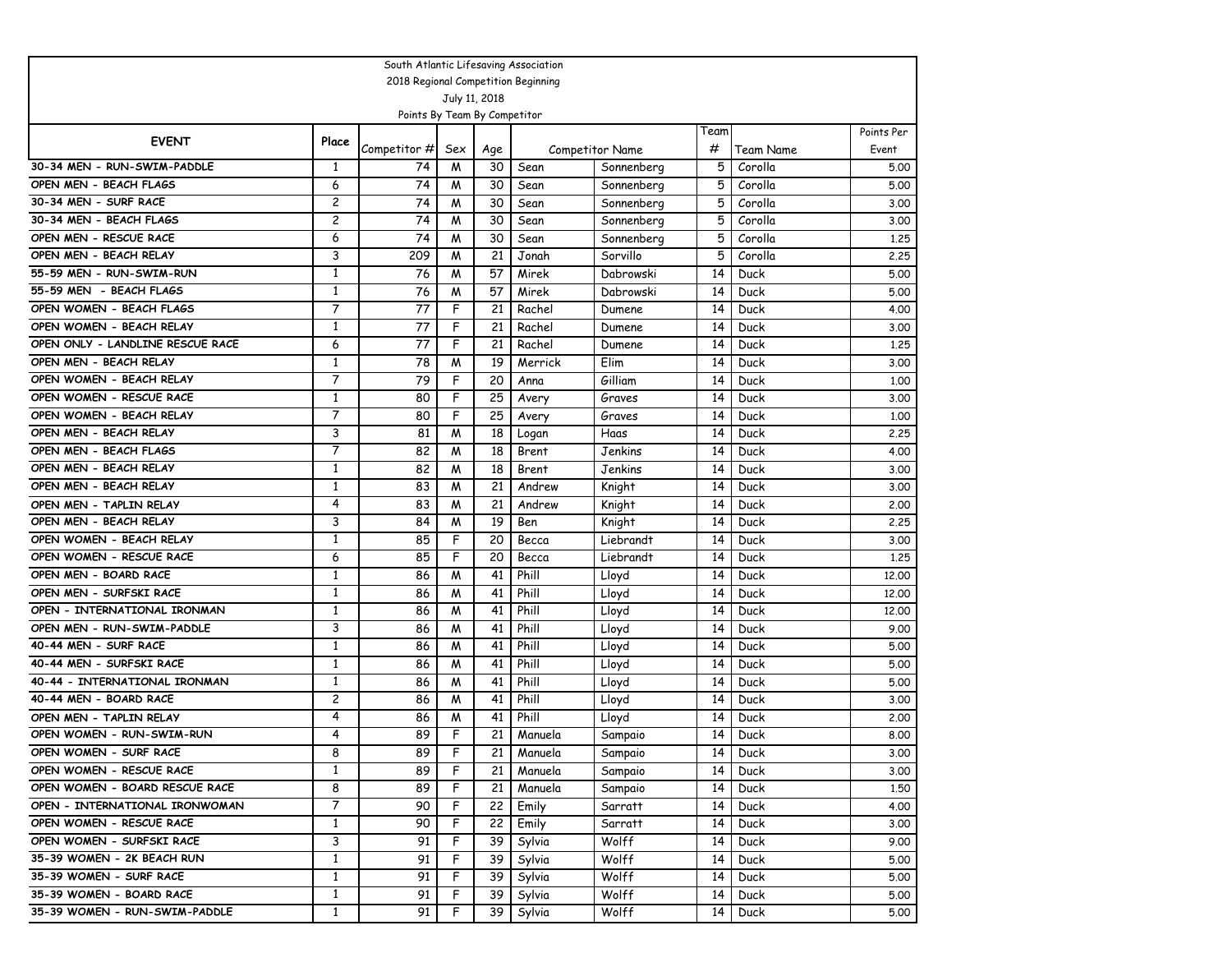South Atlantic Lifesaving Association
2018 Regional Competition Beginning
July 11, 2018
Points By Team By Competitor

| EVENT | Place | Competitor # | Sex | Age | Competitor Name | | Team # | Team Name | Points Per Event |
|---|---|---|---|---|---|---|---|---|---|
| 30-34 MEN - RUN-SWIM-PADDLE | 1 | 74 | M | 30 | Sean | Sonnenberg | 5 | Corolla | 5.00 |
| OPEN MEN - BEACH FLAGS | 6 | 74 | M | 30 | Sean | Sonnenberg | 5 | Corolla | 5.00 |
| 30-34 MEN - SURF RACE | 2 | 74 | M | 30 | Sean | Sonnenberg | 5 | Corolla | 3.00 |
| 30-34 MEN - BEACH FLAGS | 2 | 74 | M | 30 | Sean | Sonnenberg | 5 | Corolla | 3.00 |
| OPEN MEN - RESCUE RACE | 6 | 74 | M | 30 | Sean | Sonnenberg | 5 | Corolla | 1.25 |
| OPEN MEN - BEACH RELAY | 3 | 209 | M | 21 | Jonah | Sorvillo | 5 | Corolla | 2.25 |
| 55-59 MEN - RUN-SWIM-RUN | 1 | 76 | M | 57 | Mirek | Dabrowski | 14 | Duck | 5.00 |
| 55-59 MEN - BEACH FLAGS | 1 | 76 | M | 57 | Mirek | Dabrowski | 14 | Duck | 5.00 |
| OPEN WOMEN - BEACH FLAGS | 7 | 77 | F | 21 | Rachel | Dumene | 14 | Duck | 4.00 |
| OPEN WOMEN - BEACH RELAY | 1 | 77 | F | 21 | Rachel | Dumene | 14 | Duck | 3.00 |
| OPEN ONLY - LANDLINE RESCUE RACE | 6 | 77 | F | 21 | Rachel | Dumene | 14 | Duck | 1.25 |
| OPEN MEN - BEACH RELAY | 1 | 78 | M | 19 | Merrick | Elim | 14 | Duck | 3.00 |
| OPEN WOMEN - BEACH RELAY | 7 | 79 | F | 20 | Anna | Gilliam | 14 | Duck | 1.00 |
| OPEN WOMEN - RESCUE RACE | 1 | 80 | F | 25 | Avery | Graves | 14 | Duck | 3.00 |
| OPEN WOMEN - BEACH RELAY | 7 | 80 | F | 25 | Avery | Graves | 14 | Duck | 1.00 |
| OPEN MEN - BEACH RELAY | 3 | 81 | M | 18 | Logan | Haas | 14 | Duck | 2.25 |
| OPEN MEN - BEACH FLAGS | 7 | 82 | M | 18 | Brent | Jenkins | 14 | Duck | 4.00 |
| OPEN MEN - BEACH RELAY | 1 | 82 | M | 18 | Brent | Jenkins | 14 | Duck | 3.00 |
| OPEN MEN - BEACH RELAY | 1 | 83 | M | 21 | Andrew | Knight | 14 | Duck | 3.00 |
| OPEN MEN - TAPLIN RELAY | 4 | 83 | M | 21 | Andrew | Knight | 14 | Duck | 2.00 |
| OPEN MEN - BEACH RELAY | 3 | 84 | M | 19 | Ben | Knight | 14 | Duck | 2.25 |
| OPEN WOMEN - BEACH RELAY | 1 | 85 | F | 20 | Becca | Liebrandt | 14 | Duck | 3.00 |
| OPEN WOMEN - RESCUE RACE | 6 | 85 | F | 20 | Becca | Liebrandt | 14 | Duck | 1.25 |
| OPEN MEN - BOARD RACE | 1 | 86 | M | 41 | Phill | Lloyd | 14 | Duck | 12.00 |
| OPEN MEN - SURFSKI RACE | 1 | 86 | M | 41 | Phill | Lloyd | 14 | Duck | 12.00 |
| OPEN - INTERNATIONAL IRONMAN | 1 | 86 | M | 41 | Phill | Lloyd | 14 | Duck | 12.00 |
| OPEN MEN - RUN-SWIM-PADDLE | 3 | 86 | M | 41 | Phill | Lloyd | 14 | Duck | 9.00 |
| 40-44 MEN - SURF RACE | 1 | 86 | M | 41 | Phill | Lloyd | 14 | Duck | 5.00 |
| 40-44 MEN - SURFSKI RACE | 1 | 86 | M | 41 | Phill | Lloyd | 14 | Duck | 5.00 |
| 40-44 - INTERNATIONAL IRONMAN | 1 | 86 | M | 41 | Phill | Lloyd | 14 | Duck | 5.00 |
| 40-44 MEN - BOARD RACE | 2 | 86 | M | 41 | Phill | Lloyd | 14 | Duck | 3.00 |
| OPEN MEN - TAPLIN RELAY | 4 | 86 | M | 41 | Phill | Lloyd | 14 | Duck | 2.00 |
| OPEN WOMEN - RUN-SWIM-RUN | 4 | 89 | F | 21 | Manuela | Sampaio | 14 | Duck | 8.00 |
| OPEN WOMEN - SURF RACE | 8 | 89 | F | 21 | Manuela | Sampaio | 14 | Duck | 3.00 |
| OPEN WOMEN - RESCUE RACE | 1 | 89 | F | 21 | Manuela | Sampaio | 14 | Duck | 3.00 |
| OPEN WOMEN - BOARD RESCUE RACE | 8 | 89 | F | 21 | Manuela | Sampaio | 14 | Duck | 1.50 |
| OPEN - INTERNATIONAL IRONWOMAN | 7 | 90 | F | 22 | Emily | Sarratt | 14 | Duck | 4.00 |
| OPEN WOMEN - RESCUE RACE | 1 | 90 | F | 22 | Emily | Sarratt | 14 | Duck | 3.00 |
| OPEN WOMEN - SURFSKI RACE | 3 | 91 | F | 39 | Sylvia | Wolff | 14 | Duck | 9.00 |
| 35-39 WOMEN - 2K BEACH RUN | 1 | 91 | F | 39 | Sylvia | Wolff | 14 | Duck | 5.00 |
| 35-39 WOMEN - SURF RACE | 1 | 91 | F | 39 | Sylvia | Wolff | 14 | Duck | 5.00 |
| 35-39 WOMEN - BOARD RACE | 1 | 91 | F | 39 | Sylvia | Wolff | 14 | Duck | 5.00 |
| 35-39 WOMEN - RUN-SWIM-PADDLE | 1 | 91 | F | 39 | Sylvia | Wolff | 14 | Duck | 5.00 |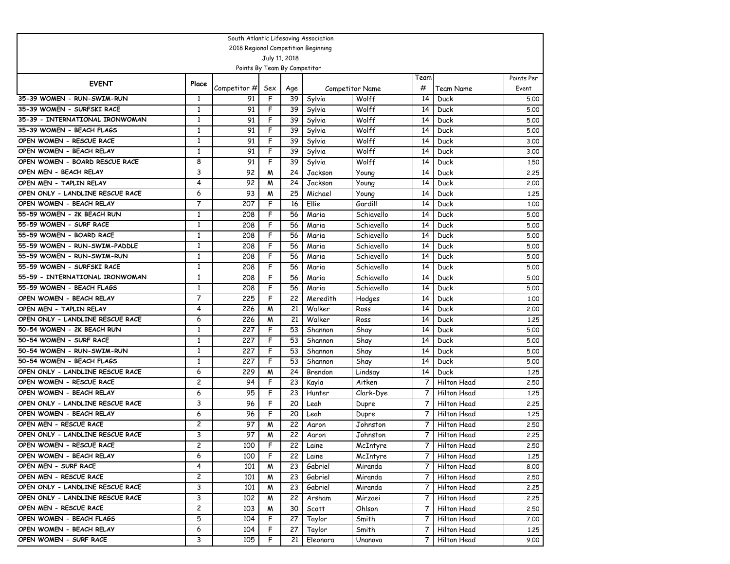South Atlantic Lifesaving Association

2018 Regional Competition Beginning

July 11, 2018

Points By Team By Competitor

| EVENT | Place | Competitor # | Sex | Age | Competitor Name | | Team # | Team Name | Points Per Event |
|---|---|---|---|---|---|---|---|---|---|
| 35-39 WOMEN - RUN-SWIM-RUN | 1 | 91 | F | 39 | Sylvia | Wolff | 14 | Duck | 5.00 |
| 35-39 WOMEN - SURFSKI RACE | 1 | 91 | F | 39 | Sylvia | Wolff | 14 | Duck | 5.00 |
| 35-39 - INTERNATIONAL IRONWOMAN | 1 | 91 | F | 39 | Sylvia | Wolff | 14 | Duck | 5.00 |
| 35-39 WOMEN - BEACH FLAGS | 1 | 91 | F | 39 | Sylvia | Wolff | 14 | Duck | 5.00 |
| OPEN WOMEN - RESCUE RACE | 1 | 91 | F | 39 | Sylvia | Wolff | 14 | Duck | 3.00 |
| OPEN WOMEN - BEACH RELAY | 1 | 91 | F | 39 | Sylvia | Wolff | 14 | Duck | 3.00 |
| OPEN WOMEN - BOARD RESCUE RACE | 8 | 91 | F | 39 | Sylvia | Wolff | 14 | Duck | 1.50 |
| OPEN MEN - BEACH RELAY | 3 | 92 | M | 24 | Jackson | Young | 14 | Duck | 2.25 |
| OPEN MEN - TAPLIN RELAY | 4 | 92 | M | 24 | Jackson | Young | 14 | Duck | 2.00 |
| OPEN ONLY - LANDLINE RESCUE RACE | 6 | 93 | M | 25 | Michael | Young | 14 | Duck | 1.25 |
| OPEN WOMEN - BEACH RELAY | 7 | 207 | F | 16 | Ellie | Gardill | 14 | Duck | 1.00 |
| 55-59 WOMEN - 2K BEACH RUN | 1 | 208 | F | 56 | Maria | Schiavello | 14 | Duck | 5.00 |
| 55-59 WOMEN - SURF RACE | 1 | 208 | F | 56 | Maria | Schiavello | 14 | Duck | 5.00 |
| 55-59 WOMEN - BOARD RACE | 1 | 208 | F | 56 | Maria | Schiavello | 14 | Duck | 5.00 |
| 55-59 WOMEN - RUN-SWIM-PADDLE | 1 | 208 | F | 56 | Maria | Schiavello | 14 | Duck | 5.00 |
| 55-59 WOMEN - RUN-SWIM-RUN | 1 | 208 | F | 56 | Maria | Schiavello | 14 | Duck | 5.00 |
| 55-59 WOMEN - SURFSKI RACE | 1 | 208 | F | 56 | Maria | Schiavello | 14 | Duck | 5.00 |
| 55-59 - INTERNATIONAL IRONWOMAN | 1 | 208 | F | 56 | Maria | Schiavello | 14 | Duck | 5.00 |
| 55-59 WOMEN - BEACH FLAGS | 1 | 208 | F | 56 | Maria | Schiavello | 14 | Duck | 5.00 |
| OPEN WOMEN - BEACH RELAY | 7 | 225 | F | 22 | Meredith | Hodges | 14 | Duck | 1.00 |
| OPEN MEN - TAPLIN RELAY | 4 | 226 | M | 21 | Walker | Ross | 14 | Duck | 2.00 |
| OPEN ONLY - LANDLINE RESCUE RACE | 6 | 226 | M | 21 | Walker | Ross | 14 | Duck | 1.25 |
| 50-54 WOMEN - 2K BEACH RUN | 1 | 227 | F | 53 | Shannon | Shay | 14 | Duck | 5.00 |
| 50-54 WOMEN - SURF RACE | 1 | 227 | F | 53 | Shannon | Shay | 14 | Duck | 5.00 |
| 50-54 WOMEN - RUN-SWIM-RUN | 1 | 227 | F | 53 | Shannon | Shay | 14 | Duck | 5.00 |
| 50-54 WOMEN - BEACH FLAGS | 1 | 227 | F | 53 | Shannon | Shay | 14 | Duck | 5.00 |
| OPEN ONLY - LANDLINE RESCUE RACE | 6 | 229 | M | 24 | Brendon | Lindsay | 14 | Duck | 1.25 |
| OPEN WOMEN - RESCUE RACE | 2 | 94 | F | 23 | Kayla | Aitken | 7 | Hilton Head | 2.50 |
| OPEN WOMEN - BEACH RELAY | 6 | 95 | F | 23 | Hunter | Clark-Dye | 7 | Hilton Head | 1.25 |
| OPEN ONLY - LANDLINE RESCUE RACE | 3 | 96 | F | 20 | Leah | Dupre | 7 | Hilton Head | 2.25 |
| OPEN WOMEN - BEACH RELAY | 6 | 96 | F | 20 | Leah | Dupre | 7 | Hilton Head | 1.25 |
| OPEN MEN - RESCUE RACE | 2 | 97 | M | 22 | Aaron | Johnston | 7 | Hilton Head | 2.50 |
| OPEN ONLY - LANDLINE RESCUE RACE | 3 | 97 | M | 22 | Aaron | Johnston | 7 | Hilton Head | 2.25 |
| OPEN WOMEN - RESCUE RACE | 2 | 100 | F | 22 | Laine | McIntyre | 7 | Hilton Head | 2.50 |
| OPEN WOMEN - BEACH RELAY | 6 | 100 | F | 22 | Laine | McIntyre | 7 | Hilton Head | 1.25 |
| OPEN MEN - SURF RACE | 4 | 101 | M | 23 | Gabriel | Miranda | 7 | Hilton Head | 8.00 |
| OPEN MEN - RESCUE RACE | 2 | 101 | M | 23 | Gabriel | Miranda | 7 | Hilton Head | 2.50 |
| OPEN ONLY - LANDLINE RESCUE RACE | 3 | 101 | M | 23 | Gabriel | Miranda | 7 | Hilton Head | 2.25 |
| OPEN ONLY - LANDLINE RESCUE RACE | 3 | 102 | M | 22 | Arsham | Mirzaei | 7 | Hilton Head | 2.25 |
| OPEN MEN - RESCUE RACE | 2 | 103 | M | 30 | Scott | Ohlson | 7 | Hilton Head | 2.50 |
| OPEN WOMEN - BEACH FLAGS | 5 | 104 | F | 27 | Taylor | Smith | 7 | Hilton Head | 7.00 |
| OPEN WOMEN - BEACH RELAY | 6 | 104 | F | 27 | Taylor | Smith | 7 | Hilton Head | 1.25 |
| OPEN WOMEN - SURF RACE | 3 | 105 | F | 21 | Eleonora | Unanova | 7 | Hilton Head | 9.00 |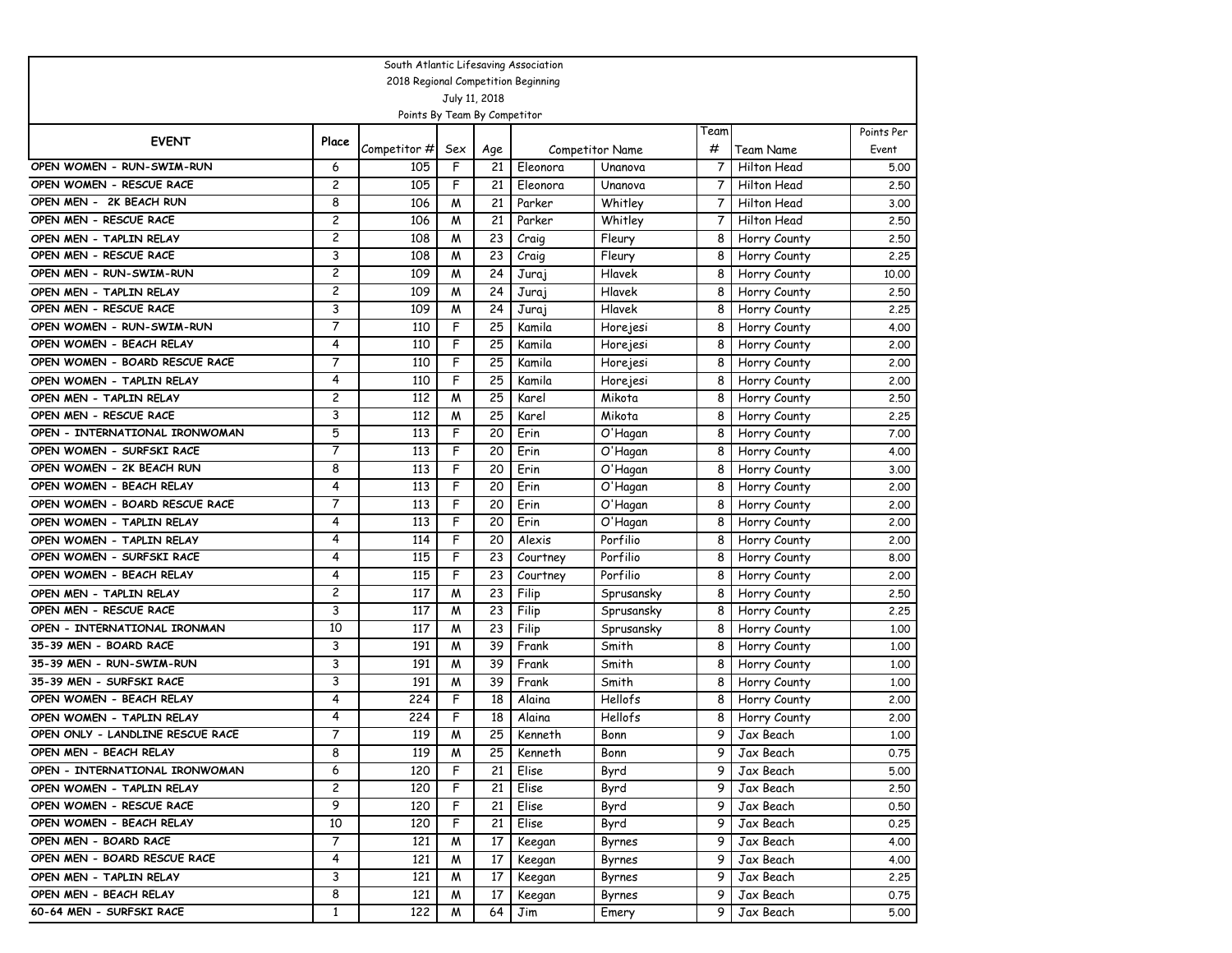South Atlantic Lifesaving Association
2018 Regional Competition Beginning
July 11, 2018
Points By Team By Competitor

| EVENT | Place | Competitor # | Sex | Age | Competitor Name | | Team # | Team Name | Points Per Event |
|---|---|---|---|---|---|---|---|---|---|
| OPEN WOMEN - RUN-SWIM-RUN | 6 | 105 | F | 21 | Eleonora | Unanova | 7 | Hilton Head | 5.00 |
| OPEN WOMEN - RESCUE RACE | 2 | 105 | F | 21 | Eleonora | Unanova | 7 | Hilton Head | 2.50 |
| OPEN MEN - 2K BEACH RUN | 8 | 106 | M | 21 | Parker | Whitley | 7 | Hilton Head | 3.00 |
| OPEN MEN - RESCUE RACE | 2 | 106 | M | 21 | Parker | Whitley | 7 | Hilton Head | 2.50 |
| OPEN MEN - TAPLIN RELAY | 2 | 108 | M | 23 | Craig | Fleury | 8 | Horry County | 2.50 |
| OPEN MEN - RESCUE RACE | 3 | 108 | M | 23 | Craig | Fleury | 8 | Horry County | 2.25 |
| OPEN MEN - RUN-SWIM-RUN | 2 | 109 | M | 24 | Juraj | Hlavek | 8 | Horry County | 10.00 |
| OPEN MEN - TAPLIN RELAY | 2 | 109 | M | 24 | Juraj | Hlavek | 8 | Horry County | 2.50 |
| OPEN MEN - RESCUE RACE | 3 | 109 | M | 24 | Juraj | Hlavek | 8 | Horry County | 2.25 |
| OPEN WOMEN - RUN-SWIM-RUN | 7 | 110 | F | 25 | Kamila | Horejesi | 8 | Horry County | 4.00 |
| OPEN WOMEN - BEACH RELAY | 4 | 110 | F | 25 | Kamila | Horejesi | 8 | Horry County | 2.00 |
| OPEN WOMEN - BOARD RESCUE RACE | 7 | 110 | F | 25 | Kamila | Horejesi | 8 | Horry County | 2.00 |
| OPEN WOMEN - TAPLIN RELAY | 4 | 110 | F | 25 | Kamila | Horejesi | 8 | Horry County | 2.00 |
| OPEN MEN - TAPLIN RELAY | 2 | 112 | M | 25 | Karel | Mikota | 8 | Horry County | 2.50 |
| OPEN MEN - RESCUE RACE | 3 | 112 | M | 25 | Karel | Mikota | 8 | Horry County | 2.25 |
| OPEN - INTERNATIONAL IRONWOMAN | 5 | 113 | F | 20 | Erin | O'Hagan | 8 | Horry County | 7.00 |
| OPEN WOMEN - SURFSKI RACE | 7 | 113 | F | 20 | Erin | O'Hagan | 8 | Horry County | 4.00 |
| OPEN WOMEN - 2K BEACH RUN | 8 | 113 | F | 20 | Erin | O'Hagan | 8 | Horry County | 3.00 |
| OPEN WOMEN - BEACH RELAY | 4 | 113 | F | 20 | Erin | O'Hagan | 8 | Horry County | 2.00 |
| OPEN WOMEN - BOARD RESCUE RACE | 7 | 113 | F | 20 | Erin | O'Hagan | 8 | Horry County | 2.00 |
| OPEN WOMEN - TAPLIN RELAY | 4 | 113 | F | 20 | Erin | O'Hagan | 8 | Horry County | 2.00 |
| OPEN WOMEN - TAPLIN RELAY | 4 | 114 | F | 20 | Alexis | Porfilio | 8 | Horry County | 2.00 |
| OPEN WOMEN - SURFSKI RACE | 4 | 115 | F | 23 | Courtney | Porfilio | 8 | Horry County | 8.00 |
| OPEN WOMEN - BEACH RELAY | 4 | 115 | F | 23 | Courtney | Porfilio | 8 | Horry County | 2.00 |
| OPEN MEN - TAPLIN RELAY | 2 | 117 | M | 23 | Filip | Sprusansky | 8 | Horry County | 2.50 |
| OPEN MEN - RESCUE RACE | 3 | 117 | M | 23 | Filip | Sprusansky | 8 | Horry County | 2.25 |
| OPEN - INTERNATIONAL IRONMAN | 10 | 117 | M | 23 | Filip | Sprusansky | 8 | Horry County | 1.00 |
| 35-39 MEN - BOARD RACE | 3 | 191 | M | 39 | Frank | Smith | 8 | Horry County | 1.00 |
| 35-39 MEN - RUN-SWIM-RUN | 3 | 191 | M | 39 | Frank | Smith | 8 | Horry County | 1.00 |
| 35-39 MEN - SURFSKI RACE | 3 | 191 | M | 39 | Frank | Smith | 8 | Horry County | 1.00 |
| OPEN WOMEN - BEACH RELAY | 4 | 224 | F | 18 | Alaina | Hellofs | 8 | Horry County | 2.00 |
| OPEN WOMEN - TAPLIN RELAY | 4 | 224 | F | 18 | Alaina | Hellofs | 8 | Horry County | 2.00 |
| OPEN ONLY - LANDLINE RESCUE RACE | 7 | 119 | M | 25 | Kenneth | Bonn | 9 | Jax Beach | 1.00 |
| OPEN MEN - BEACH RELAY | 8 | 119 | M | 25 | Kenneth | Bonn | 9 | Jax Beach | 0.75 |
| OPEN - INTERNATIONAL IRONWOMAN | 6 | 120 | F | 21 | Elise | Byrd | 9 | Jax Beach | 5.00 |
| OPEN WOMEN - TAPLIN RELAY | 2 | 120 | F | 21 | Elise | Byrd | 9 | Jax Beach | 2.50 |
| OPEN WOMEN - RESCUE RACE | 9 | 120 | F | 21 | Elise | Byrd | 9 | Jax Beach | 0.50 |
| OPEN WOMEN - BEACH RELAY | 10 | 120 | F | 21 | Elise | Byrd | 9 | Jax Beach | 0.25 |
| OPEN MEN - BOARD RACE | 7 | 121 | M | 17 | Keegan | Byrnes | 9 | Jax Beach | 4.00 |
| OPEN MEN - BOARD RESCUE RACE | 4 | 121 | M | 17 | Keegan | Byrnes | 9 | Jax Beach | 4.00 |
| OPEN MEN - TAPLIN RELAY | 3 | 121 | M | 17 | Keegan | Byrnes | 9 | Jax Beach | 2.25 |
| OPEN MEN - BEACH RELAY | 8 | 121 | M | 17 | Keegan | Byrnes | 9 | Jax Beach | 0.75 |
| 60-64 MEN - SURFSKI RACE | 1 | 122 | M | 64 | Jim | Emery | 9 | Jax Beach | 5.00 |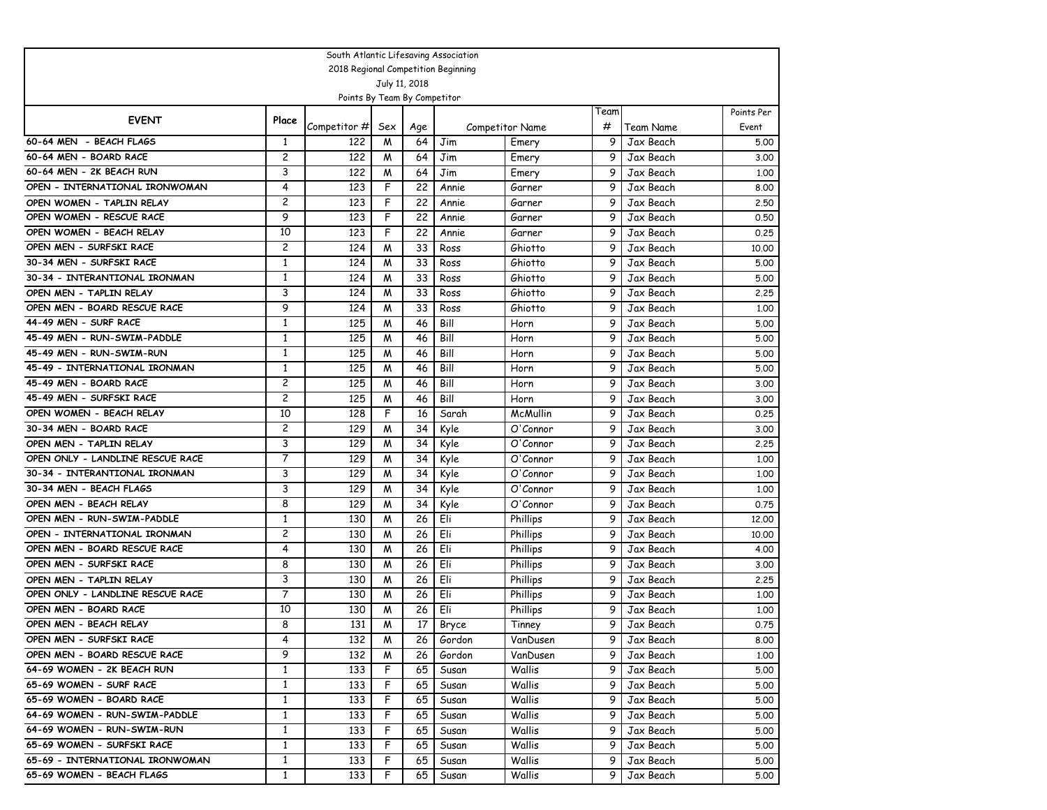South Atlantic Lifesaving Association
2018 Regional Competition Beginning
July 11, 2018
Points By Team By Competitor

| EVENT | Place | Competitor # | Sex | Age | Competitor Name | | Team # | Team Name | Points Per Event |
|---|---|---|---|---|---|---|---|---|---|
| 60-64 MEN - BEACH FLAGS | 1 | 122 | M | 64 | Jim | Emery | 9 | Jax Beach | 5.00 |
| 60-64 MEN - BOARD RACE | 2 | 122 | M | 64 | Jim | Emery | 9 | Jax Beach | 3.00 |
| 60-64 MEN - 2K BEACH RUN | 3 | 122 | M | 64 | Jim | Emery | 9 | Jax Beach | 1.00 |
| OPEN - INTERNATIONAL IRONWOMAN | 4 | 123 | F | 22 | Annie | Garner | 9 | Jax Beach | 8.00 |
| OPEN WOMEN - TAPLIN RELAY | 2 | 123 | F | 22 | Annie | Garner | 9 | Jax Beach | 2.50 |
| OPEN WOMEN - RESCUE RACE | 9 | 123 | F | 22 | Annie | Garner | 9 | Jax Beach | 0.50 |
| OPEN WOMEN - BEACH RELAY | 10 | 123 | F | 22 | Annie | Garner | 9 | Jax Beach | 0.25 |
| OPEN MEN - SURFSKI RACE | 2 | 124 | M | 33 | Ross | Ghiotto | 9 | Jax Beach | 10.00 |
| 30-34 MEN - SURFSKI RACE | 1 | 124 | M | 33 | Ross | Ghiotto | 9 | Jax Beach | 5.00 |
| 30-34 - INTERANTIONAL IRONMAN | 1 | 124 | M | 33 | Ross | Ghiotto | 9 | Jax Beach | 5.00 |
| OPEN MEN - TAPLIN RELAY | 3 | 124 | M | 33 | Ross | Ghiotto | 9 | Jax Beach | 2.25 |
| OPEN MEN - BOARD RESCUE RACE | 9 | 124 | M | 33 | Ross | Ghiotto | 9 | Jax Beach | 1.00 |
| 44-49 MEN - SURF RACE | 1 | 125 | M | 46 | Bill | Horn | 9 | Jax Beach | 5.00 |
| 45-49 MEN - RUN-SWIM-PADDLE | 1 | 125 | M | 46 | Bill | Horn | 9 | Jax Beach | 5.00 |
| 45-49 MEN - RUN-SWIM-RUN | 1 | 125 | M | 46 | Bill | Horn | 9 | Jax Beach | 5.00 |
| 45-49 - INTERNATIONAL IRONMAN | 1 | 125 | M | 46 | Bill | Horn | 9 | Jax Beach | 5.00 |
| 45-49 MEN - BOARD RACE | 2 | 125 | M | 46 | Bill | Horn | 9 | Jax Beach | 3.00 |
| 45-49 MEN - SURFSKI RACE | 2 | 125 | M | 46 | Bill | Horn | 9 | Jax Beach | 3.00 |
| OPEN WOMEN - BEACH RELAY | 10 | 128 | F | 16 | Sarah | McMullin | 9 | Jax Beach | 0.25 |
| 30-34 MEN - BOARD RACE | 2 | 129 | M | 34 | Kyle | O'Connor | 9 | Jax Beach | 3.00 |
| OPEN MEN - TAPLIN RELAY | 3 | 129 | M | 34 | Kyle | O'Connor | 9 | Jax Beach | 2.25 |
| OPEN ONLY - LANDLINE RESCUE RACE | 7 | 129 | M | 34 | Kyle | O'Connor | 9 | Jax Beach | 1.00 |
| 30-34 - INTERANTIONAL IRONMAN | 3 | 129 | M | 34 | Kyle | O'Connor | 9 | Jax Beach | 1.00 |
| 30-34 MEN - BEACH FLAGS | 3 | 129 | M | 34 | Kyle | O'Connor | 9 | Jax Beach | 1.00 |
| OPEN MEN - BEACH RELAY | 8 | 129 | M | 34 | Kyle | O'Connor | 9 | Jax Beach | 0.75 |
| OPEN MEN - RUN-SWIM-PADDLE | 1 | 130 | M | 26 | Eli | Phillips | 9 | Jax Beach | 12.00 |
| OPEN - INTERNATIONAL IRONMAN | 2 | 130 | M | 26 | Eli | Phillips | 9 | Jax Beach | 10.00 |
| OPEN MEN - BOARD RESCUE RACE | 4 | 130 | M | 26 | Eli | Phillips | 9 | Jax Beach | 4.00 |
| OPEN MEN - SURFSKI RACE | 8 | 130 | M | 26 | Eli | Phillips | 9 | Jax Beach | 3.00 |
| OPEN MEN - TAPLIN RELAY | 3 | 130 | M | 26 | Eli | Phillips | 9 | Jax Beach | 2.25 |
| OPEN ONLY - LANDLINE RESCUE RACE | 7 | 130 | M | 26 | Eli | Phillips | 9 | Jax Beach | 1.00 |
| OPEN MEN - BOARD RACE | 10 | 130 | M | 26 | Eli | Phillips | 9 | Jax Beach | 1.00 |
| OPEN MEN - BEACH RELAY | 8 | 131 | M | 17 | Bryce | Tinney | 9 | Jax Beach | 0.75 |
| OPEN MEN - SURFSKI RACE | 4 | 132 | M | 26 | Gordon | VanDusen | 9 | Jax Beach | 8.00 |
| OPEN MEN - BOARD RESCUE RACE | 9 | 132 | M | 26 | Gordon | VanDusen | 9 | Jax Beach | 1.00 |
| 64-69 WOMEN - 2K BEACH RUN | 1 | 133 | F | 65 | Susan | Wallis | 9 | Jax Beach | 5.00 |
| 65-69 WOMEN - SURF RACE | 1 | 133 | F | 65 | Susan | Wallis | 9 | Jax Beach | 5.00 |
| 65-69 WOMEN - BOARD RACE | 1 | 133 | F | 65 | Susan | Wallis | 9 | Jax Beach | 5.00 |
| 64-69 WOMEN - RUN-SWIM-PADDLE | 1 | 133 | F | 65 | Susan | Wallis | 9 | Jax Beach | 5.00 |
| 64-69 WOMEN - RUN-SWIM-RUN | 1 | 133 | F | 65 | Susan | Wallis | 9 | Jax Beach | 5.00 |
| 65-69 WOMEN - SURFSKI RACE | 1 | 133 | F | 65 | Susan | Wallis | 9 | Jax Beach | 5.00 |
| 65-69 - INTERNATIONAL IRONWOMAN | 1 | 133 | F | 65 | Susan | Wallis | 9 | Jax Beach | 5.00 |
| 65-69 WOMEN - BEACH FLAGS | 1 | 133 | F | 65 | Susan | Wallis | 9 | Jax Beach | 5.00 |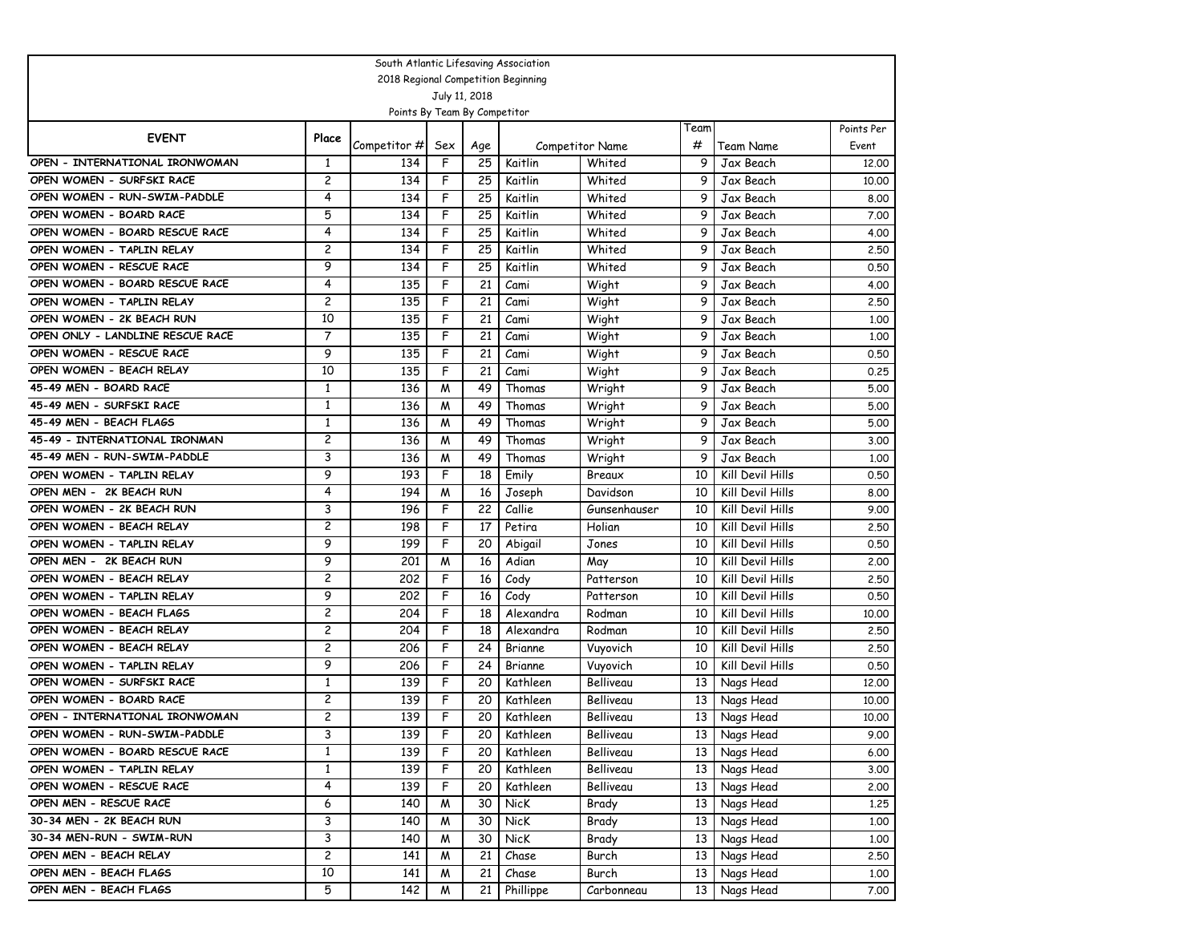South Atlantic Lifesaving Association

2018 Regional Competition Beginning

July 11, 2018

Points By Team By Competitor

| EVENT | Place | Competitor # | Sex | Age | Competitor Name | | Team # | Team Name | Points Per Event |
|---|---|---|---|---|---|---|---|---|---|
| OPEN - INTERNATIONAL IRONWOMAN | 1 | 134 | F | 25 | Kaitlin | Whited | 9 | Jax Beach | 12.00 |
| OPEN WOMEN - SURFSKI RACE | 2 | 134 | F | 25 | Kaitlin | Whited | 9 | Jax Beach | 10.00 |
| OPEN WOMEN - RUN-SWIM-PADDLE | 4 | 134 | F | 25 | Kaitlin | Whited | 9 | Jax Beach | 8.00 |
| OPEN WOMEN - BOARD RACE | 5 | 134 | F | 25 | Kaitlin | Whited | 9 | Jax Beach | 7.00 |
| OPEN WOMEN - BOARD RESCUE RACE | 4 | 134 | F | 25 | Kaitlin | Whited | 9 | Jax Beach | 4.00 |
| OPEN WOMEN - TAPLIN RELAY | 2 | 134 | F | 25 | Kaitlin | Whited | 9 | Jax Beach | 2.50 |
| OPEN WOMEN - RESCUE RACE | 9 | 134 | F | 25 | Kaitlin | Whited | 9 | Jax Beach | 0.50 |
| OPEN WOMEN - BOARD RESCUE RACE | 4 | 135 | F | 21 | Cami | Wight | 9 | Jax Beach | 4.00 |
| OPEN WOMEN - TAPLIN RELAY | 2 | 135 | F | 21 | Cami | Wight | 9 | Jax Beach | 2.50 |
| OPEN WOMEN - 2K BEACH RUN | 10 | 135 | F | 21 | Cami | Wight | 9 | Jax Beach | 1.00 |
| OPEN ONLY - LANDLINE RESCUE RACE | 7 | 135 | F | 21 | Cami | Wight | 9 | Jax Beach | 1.00 |
| OPEN WOMEN - RESCUE RACE | 9 | 135 | F | 21 | Cami | Wight | 9 | Jax Beach | 0.50 |
| OPEN WOMEN - BEACH RELAY | 10 | 135 | F | 21 | Cami | Wight | 9 | Jax Beach | 0.25 |
| 45-49 MEN - BOARD RACE | 1 | 136 | M | 49 | Thomas | Wright | 9 | Jax Beach | 5.00 |
| 45-49 MEN - SURFSKI RACE | 1 | 136 | M | 49 | Thomas | Wright | 9 | Jax Beach | 5.00 |
| 45-49 MEN - BEACH FLAGS | 1 | 136 | M | 49 | Thomas | Wright | 9 | Jax Beach | 5.00 |
| 45-49 - INTERNATIONAL IRONMAN | 2 | 136 | M | 49 | Thomas | Wright | 9 | Jax Beach | 3.00 |
| 45-49 MEN - RUN-SWIM-PADDLE | 3 | 136 | M | 49 | Thomas | Wright | 9 | Jax Beach | 1.00 |
| OPEN WOMEN - TAPLIN RELAY | 9 | 193 | F | 18 | Emily | Breaux | 10 | Kill Devil Hills | 0.50 |
| OPEN MEN - 2K BEACH RUN | 4 | 194 | M | 16 | Joseph | Davidson | 10 | Kill Devil Hills | 8.00 |
| OPEN WOMEN - 2K BEACH RUN | 3 | 196 | F | 22 | Callie | Gunsenhauser | 10 | Kill Devil Hills | 9.00 |
| OPEN WOMEN - BEACH RELAY | 2 | 198 | F | 17 | Petira | Holian | 10 | Kill Devil Hills | 2.50 |
| OPEN WOMEN - TAPLIN RELAY | 9 | 199 | F | 20 | Abigail | Jones | 10 | Kill Devil Hills | 0.50 |
| OPEN MEN - 2K BEACH RUN | 9 | 201 | M | 16 | Adian | May | 10 | Kill Devil Hills | 2.00 |
| OPEN WOMEN - BEACH RELAY | 2 | 202 | F | 16 | Cody | Patterson | 10 | Kill Devil Hills | 2.50 |
| OPEN WOMEN - TAPLIN RELAY | 9 | 202 | F | 16 | Cody | Patterson | 10 | Kill Devil Hills | 0.50 |
| OPEN WOMEN - BEACH FLAGS | 2 | 204 | F | 18 | Alexandra | Rodman | 10 | Kill Devil Hills | 10.00 |
| OPEN WOMEN - BEACH RELAY | 2 | 204 | F | 18 | Alexandra | Rodman | 10 | Kill Devil Hills | 2.50 |
| OPEN WOMEN - BEACH RELAY | 2 | 206 | F | 24 | Brianne | Vuyovich | 10 | Kill Devil Hills | 2.50 |
| OPEN WOMEN - TAPLIN RELAY | 9 | 206 | F | 24 | Brianne | Vuyovich | 10 | Kill Devil Hills | 0.50 |
| OPEN WOMEN - SURFSKI RACE | 1 | 139 | F | 20 | Kathleen | Belliveau | 13 | Nags Head | 12.00 |
| OPEN WOMEN - BOARD RACE | 2 | 139 | F | 20 | Kathleen | Belliveau | 13 | Nags Head | 10.00 |
| OPEN - INTERNATIONAL IRONWOMAN | 2 | 139 | F | 20 | Kathleen | Belliveau | 13 | Nags Head | 10.00 |
| OPEN WOMEN - RUN-SWIM-PADDLE | 3 | 139 | F | 20 | Kathleen | Belliveau | 13 | Nags Head | 9.00 |
| OPEN WOMEN - BOARD RESCUE RACE | 1 | 139 | F | 20 | Kathleen | Belliveau | 13 | Nags Head | 6.00 |
| OPEN WOMEN - TAPLIN RELAY | 1 | 139 | F | 20 | Kathleen | Belliveau | 13 | Nags Head | 3.00 |
| OPEN WOMEN - RESCUE RACE | 4 | 139 | F | 20 | Kathleen | Belliveau | 13 | Nags Head | 2.00 |
| OPEN MEN - RESCUE RACE | 6 | 140 | M | 30 | NicK | Brady | 13 | Nags Head | 1.25 |
| 30-34 MEN - 2K BEACH RUN | 3 | 140 | M | 30 | NicK | Brady | 13 | Nags Head | 1.00 |
| 30-34 MEN-RUN - SWIM-RUN | 3 | 140 | M | 30 | NicK | Brady | 13 | Nags Head | 1.00 |
| OPEN MEN - BEACH RELAY | 2 | 141 | M | 21 | Chase | Burch | 13 | Nags Head | 2.50 |
| OPEN MEN - BEACH FLAGS | 10 | 141 | M | 21 | Chase | Burch | 13 | Nags Head | 1.00 |
| OPEN MEN - BEACH FLAGS | 5 | 142 | M | 21 | Phillippe | Carbonneau | 13 | Nags Head | 7.00 |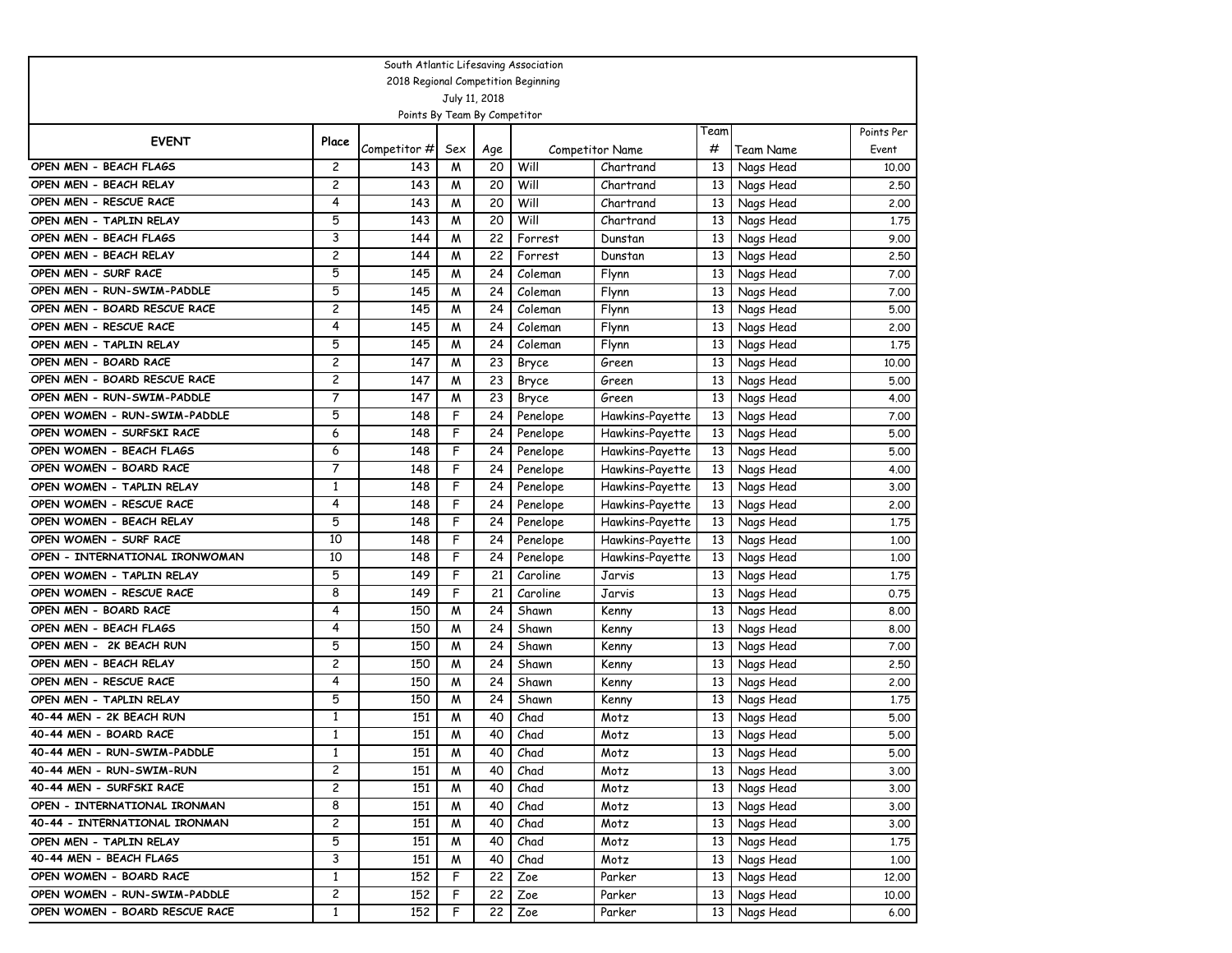South Atlantic Lifesaving Association
2018 Regional Competition Beginning
July 11, 2018
Points By Team By Competitor

| EVENT | Place | Competitor # | Sex | Age | Competitor Name | | Team # | Team Name | Points Per Event |
|---|---|---|---|---|---|---|---|---|---|
| OPEN MEN - BEACH FLAGS | 2 | 143 | M | 20 | Will | Chartrand | 13 | Nags Head | 10.00 |
| OPEN MEN - BEACH RELAY | 2 | 143 | M | 20 | Will | Chartrand | 13 | Nags Head | 2.50 |
| OPEN MEN - RESCUE RACE | 4 | 143 | M | 20 | Will | Chartrand | 13 | Nags Head | 2.00 |
| OPEN MEN - TAPLIN RELAY | 5 | 143 | M | 20 | Will | Chartrand | 13 | Nags Head | 1.75 |
| OPEN MEN - BEACH FLAGS | 3 | 144 | M | 22 | Forrest | Dunstan | 13 | Nags Head | 9.00 |
| OPEN MEN - BEACH RELAY | 2 | 144 | M | 22 | Forrest | Dunstan | 13 | Nags Head | 2.50 |
| OPEN MEN - SURF RACE | 5 | 145 | M | 24 | Coleman | Flynn | 13 | Nags Head | 7.00 |
| OPEN MEN - RUN-SWIM-PADDLE | 5 | 145 | M | 24 | Coleman | Flynn | 13 | Nags Head | 7.00 |
| OPEN MEN - BOARD RESCUE RACE | 2 | 145 | M | 24 | Coleman | Flynn | 13 | Nags Head | 5.00 |
| OPEN MEN - RESCUE RACE | 4 | 145 | M | 24 | Coleman | Flynn | 13 | Nags Head | 2.00 |
| OPEN MEN - TAPLIN RELAY | 5 | 145 | M | 24 | Coleman | Flynn | 13 | Nags Head | 1.75 |
| OPEN MEN - BOARD RACE | 2 | 147 | M | 23 | Bryce | Green | 13 | Nags Head | 10.00 |
| OPEN MEN - BOARD RESCUE RACE | 2 | 147 | M | 23 | Bryce | Green | 13 | Nags Head | 5.00 |
| OPEN MEN - RUN-SWIM-PADDLE | 7 | 147 | M | 23 | Bryce | Green | 13 | Nags Head | 4.00 |
| OPEN WOMEN - RUN-SWIM-PADDLE | 5 | 148 | F | 24 | Penelope | Hawkins-Payette | 13 | Nags Head | 7.00 |
| OPEN WOMEN - SURFSKI RACE | 6 | 148 | F | 24 | Penelope | Hawkins-Payette | 13 | Nags Head | 5.00 |
| OPEN WOMEN - BEACH FLAGS | 6 | 148 | F | 24 | Penelope | Hawkins-Payette | 13 | Nags Head | 5.00 |
| OPEN WOMEN - BOARD RACE | 7 | 148 | F | 24 | Penelope | Hawkins-Payette | 13 | Nags Head | 4.00 |
| OPEN WOMEN - TAPLIN RELAY | 1 | 148 | F | 24 | Penelope | Hawkins-Payette | 13 | Nags Head | 3.00 |
| OPEN WOMEN - RESCUE RACE | 4 | 148 | F | 24 | Penelope | Hawkins-Payette | 13 | Nags Head | 2.00 |
| OPEN WOMEN - BEACH RELAY | 5 | 148 | F | 24 | Penelope | Hawkins-Payette | 13 | Nags Head | 1.75 |
| OPEN WOMEN - SURF RACE | 10 | 148 | F | 24 | Penelope | Hawkins-Payette | 13 | Nags Head | 1.00 |
| OPEN - INTERNATIONAL IRONWOMAN | 10 | 148 | F | 24 | Penelope | Hawkins-Payette | 13 | Nags Head | 1.00 |
| OPEN WOMEN - TAPLIN RELAY | 5 | 149 | F | 21 | Caroline | Jarvis | 13 | Nags Head | 1.75 |
| OPEN WOMEN - RESCUE RACE | 8 | 149 | F | 21 | Caroline | Jarvis | 13 | Nags Head | 0.75 |
| OPEN MEN - BOARD RACE | 4 | 150 | M | 24 | Shawn | Kenny | 13 | Nags Head | 8.00 |
| OPEN MEN - BEACH FLAGS | 4 | 150 | M | 24 | Shawn | Kenny | 13 | Nags Head | 8.00 |
| OPEN MEN - 2K BEACH RUN | 5 | 150 | M | 24 | Shawn | Kenny | 13 | Nags Head | 7.00 |
| OPEN MEN - BEACH RELAY | 2 | 150 | M | 24 | Shawn | Kenny | 13 | Nags Head | 2.50 |
| OPEN MEN - RESCUE RACE | 4 | 150 | M | 24 | Shawn | Kenny | 13 | Nags Head | 2.00 |
| OPEN MEN - TAPLIN RELAY | 5 | 150 | M | 24 | Shawn | Kenny | 13 | Nags Head | 1.75 |
| 40-44 MEN - 2K BEACH RUN | 1 | 151 | M | 40 | Chad | Motz | 13 | Nags Head | 5.00 |
| 40-44 MEN - BOARD RACE | 1 | 151 | M | 40 | Chad | Motz | 13 | Nags Head | 5.00 |
| 40-44 MEN - RUN-SWIM-PADDLE | 1 | 151 | M | 40 | Chad | Motz | 13 | Nags Head | 5.00 |
| 40-44 MEN - RUN-SWIM-RUN | 2 | 151 | M | 40 | Chad | Motz | 13 | Nags Head | 3.00 |
| 40-44 MEN - SURFSKI RACE | 2 | 151 | M | 40 | Chad | Motz | 13 | Nags Head | 3.00 |
| OPEN - INTERNATIONAL IRONMAN | 8 | 151 | M | 40 | Chad | Motz | 13 | Nags Head | 3.00 |
| 40-44 - INTERNATIONAL IRONMAN | 2 | 151 | M | 40 | Chad | Motz | 13 | Nags Head | 3.00 |
| OPEN MEN - TAPLIN RELAY | 5 | 151 | M | 40 | Chad | Motz | 13 | Nags Head | 1.75 |
| 40-44 MEN - BEACH FLAGS | 3 | 151 | M | 40 | Chad | Motz | 13 | Nags Head | 1.00 |
| OPEN WOMEN - BOARD RACE | 1 | 152 | F | 22 | Zoe | Parker | 13 | Nags Head | 12.00 |
| OPEN WOMEN - RUN-SWIM-PADDLE | 2 | 152 | F | 22 | Zoe | Parker | 13 | Nags Head | 10.00 |
| OPEN WOMEN - BOARD RESCUE RACE | 1 | 152 | F | 22 | Zoe | Parker | 13 | Nags Head | 6.00 |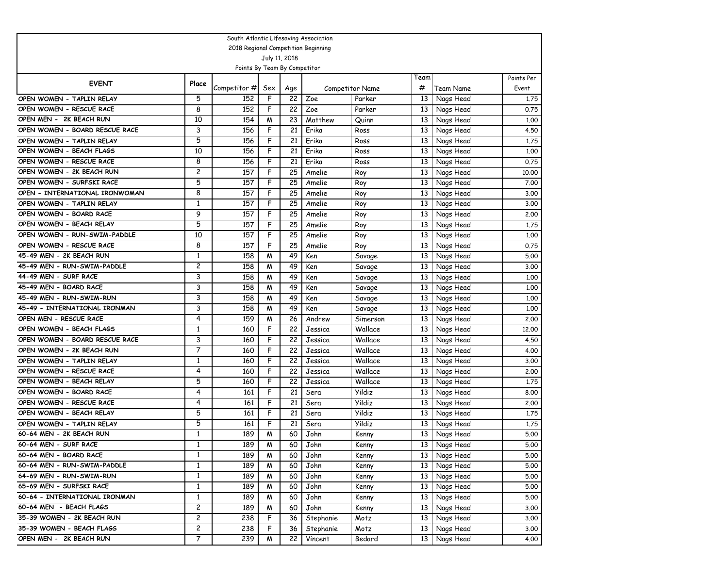South Atlantic Lifesaving Association
2018 Regional Competition Beginning
July 11, 2018
Points By Team By Competitor

| EVENT | Place | Competitor # | Sex | Age | Competitor Name | | Team # | Team Name | Points Per Event |
|---|---|---|---|---|---|---|---|---|---|
| OPEN WOMEN - TAPLIN RELAY | 5 | 152 | F | 22 | Zoe | Parker | 13 | Nags Head | 1.75 |
| OPEN WOMEN - RESCUE RACE | 8 | 152 | F | 22 | Zoe | Parker | 13 | Nags Head | 0.75 |
| OPEN MEN - 2K BEACH RUN | 10 | 154 | M | 23 | Matthew | Quinn | 13 | Nags Head | 1.00 |
| OPEN WOMEN - BOARD RESCUE RACE | 3 | 156 | F | 21 | Erika | Ross | 13 | Nags Head | 4.50 |
| OPEN WOMEN - TAPLIN RELAY | 5 | 156 | F | 21 | Erika | Ross | 13 | Nags Head | 1.75 |
| OPEN WOMEN - BEACH FLAGS | 10 | 156 | F | 21 | Erika | Ross | 13 | Nags Head | 1.00 |
| OPEN WOMEN - RESCUE RACE | 8 | 156 | F | 21 | Erika | Ross | 13 | Nags Head | 0.75 |
| OPEN WOMEN - 2K BEACH RUN | 2 | 157 | F | 25 | Amelie | Roy | 13 | Nags Head | 10.00 |
| OPEN WOMEN - SURFSKI RACE | 5 | 157 | F | 25 | Amelie | Roy | 13 | Nags Head | 7.00 |
| OPEN - INTERNATIONAL IRONWOMAN | 8 | 157 | F | 25 | Amelie | Roy | 13 | Nags Head | 3.00 |
| OPEN WOMEN - TAPLIN RELAY | 1 | 157 | F | 25 | Amelie | Roy | 13 | Nags Head | 3.00 |
| OPEN WOMEN - BOARD RACE | 9 | 157 | F | 25 | Amelie | Roy | 13 | Nags Head | 2.00 |
| OPEN WOMEN - BEACH RELAY | 5 | 157 | F | 25 | Amelie | Roy | 13 | Nags Head | 1.75 |
| OPEN WOMEN - RUN-SWIM-PADDLE | 10 | 157 | F | 25 | Amelie | Roy | 13 | Nags Head | 1.00 |
| OPEN WOMEN - RESCUE RACE | 8 | 157 | F | 25 | Amelie | Roy | 13 | Nags Head | 0.75 |
| 45-49 MEN - 2K BEACH RUN | 1 | 158 | M | 49 | Ken | Savage | 13 | Nags Head | 5.00 |
| 45-49 MEN - RUN-SWIM-PADDLE | 2 | 158 | M | 49 | Ken | Savage | 13 | Nags Head | 3.00 |
| 44-49 MEN - SURF RACE | 3 | 158 | M | 49 | Ken | Savage | 13 | Nags Head | 1.00 |
| 45-49 MEN - BOARD RACE | 3 | 158 | M | 49 | Ken | Savage | 13 | Nags Head | 1.00 |
| 45-49 MEN - RUN-SWIM-RUN | 3 | 158 | M | 49 | Ken | Savage | 13 | Nags Head | 1.00 |
| 45-49 - INTERNATIONAL IRONMAN | 3 | 158 | M | 49 | Ken | Savage | 13 | Nags Head | 1.00 |
| OPEN MEN - RESCUE RACE | 4 | 159 | M | 26 | Andrew | Simerson | 13 | Nags Head | 2.00 |
| OPEN WOMEN - BEACH FLAGS | 1 | 160 | F | 22 | Jessica | Wallace | 13 | Nags Head | 12.00 |
| OPEN WOMEN - BOARD RESCUE RACE | 3 | 160 | F | 22 | Jessica | Wallace | 13 | Nags Head | 4.50 |
| OPEN WOMEN - 2K BEACH RUN | 7 | 160 | F | 22 | Jessica | Wallace | 13 | Nags Head | 4.00 |
| OPEN WOMEN - TAPLIN RELAY | 1 | 160 | F | 22 | Jessica | Wallace | 13 | Nags Head | 3.00 |
| OPEN WOMEN - RESCUE RACE | 4 | 160 | F | 22 | Jessica | Wallace | 13 | Nags Head | 2.00 |
| OPEN WOMEN - BEACH RELAY | 5 | 160 | F | 22 | Jessica | Wallace | 13 | Nags Head | 1.75 |
| OPEN WOMEN - BOARD RACE | 4 | 161 | F | 21 | Sera | Yildiz | 13 | Nags Head | 8.00 |
| OPEN WOMEN - RESCUE RACE | 4 | 161 | F | 21 | Sera | Yildiz | 13 | Nags Head | 2.00 |
| OPEN WOMEN - BEACH RELAY | 5 | 161 | F | 21 | Sera | Yildiz | 13 | Nags Head | 1.75 |
| OPEN WOMEN - TAPLIN RELAY | 5 | 161 | F | 21 | Sera | Yildiz | 13 | Nags Head | 1.75 |
| 60-64 MEN - 2K BEACH RUN | 1 | 189 | M | 60 | John | Kenny | 13 | Nags Head | 5.00 |
| 60-64 MEN - SURF RACE | 1 | 189 | M | 60 | John | Kenny | 13 | Nags Head | 5.00 |
| 60-64 MEN - BOARD RACE | 1 | 189 | M | 60 | John | Kenny | 13 | Nags Head | 5.00 |
| 60-64 MEN - RUN-SWIM-PADDLE | 1 | 189 | M | 60 | John | Kenny | 13 | Nags Head | 5.00 |
| 64-69 MEN - RUN-SWIM-RUN | 1 | 189 | M | 60 | John | Kenny | 13 | Nags Head | 5.00 |
| 65-69 MEN - SURFSKI RACE | 1 | 189 | M | 60 | John | Kenny | 13 | Nags Head | 5.00 |
| 60-64 - INTERNATIONAL IRONMAN | 1 | 189 | M | 60 | John | Kenny | 13 | Nags Head | 5.00 |
| 60-64 MEN - BEACH FLAGS | 2 | 189 | M | 60 | John | Kenny | 13 | Nags Head | 3.00 |
| 35-39 WOMEN - 2K BEACH RUN | 2 | 238 | F | 36 | Stephanie | Motz | 13 | Nags Head | 3.00 |
| 35-39 WOMEN - BEACH FLAGS | 2 | 238 | F | 36 | Stephanie | Motz | 13 | Nags Head | 3.00 |
| OPEN MEN - 2K BEACH RUN | 7 | 239 | M | 22 | Vincent | Bedard | 13 | Nags Head | 4.00 |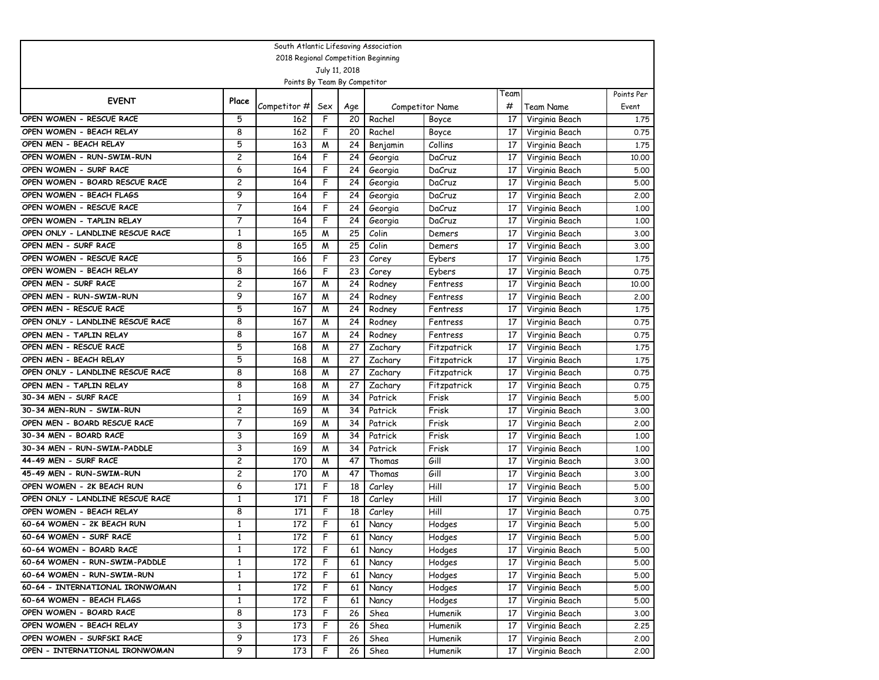South Atlantic Lifesaving Association

2018 Regional Competition Beginning

July 11, 2018

Points By Team By Competitor

| EVENT | Place | Competitor # | Sex | Age | Competitor Name | | Team # | Team Name | Points Per Event |
|---|---|---|---|---|---|---|---|---|---|
| OPEN WOMEN - RESCUE RACE | 5 | 162 | F | 20 | Rachel | Boyce | 17 | Virginia Beach | 1.75 |
| OPEN WOMEN - BEACH RELAY | 8 | 162 | F | 20 | Rachel | Boyce | 17 | Virginia Beach | 0.75 |
| OPEN MEN - BEACH RELAY | 5 | 163 | M | 24 | Benjamin | Collins | 17 | Virginia Beach | 1.75 |
| OPEN WOMEN - RUN-SWIM-RUN | 2 | 164 | F | 24 | Georgia | DaCruz | 17 | Virginia Beach | 10.00 |
| OPEN WOMEN - SURF RACE | 6 | 164 | F | 24 | Georgia | DaCruz | 17 | Virginia Beach | 5.00 |
| OPEN WOMEN - BOARD RESCUE RACE | 2 | 164 | F | 24 | Georgia | DaCruz | 17 | Virginia Beach | 5.00 |
| OPEN WOMEN - BEACH FLAGS | 9 | 164 | F | 24 | Georgia | DaCruz | 17 | Virginia Beach | 2.00 |
| OPEN WOMEN - RESCUE RACE | 7 | 164 | F | 24 | Georgia | DaCruz | 17 | Virginia Beach | 1.00 |
| OPEN WOMEN - TAPLIN RELAY | 7 | 164 | F | 24 | Georgia | DaCruz | 17 | Virginia Beach | 1.00 |
| OPEN ONLY - LANDLINE RESCUE RACE | 1 | 165 | M | 25 | Colin | Demers | 17 | Virginia Beach | 3.00 |
| OPEN MEN - SURF RACE | 8 | 165 | M | 25 | Colin | Demers | 17 | Virginia Beach | 3.00 |
| OPEN WOMEN - RESCUE RACE | 5 | 166 | F | 23 | Corey | Eybers | 17 | Virginia Beach | 1.75 |
| OPEN WOMEN - BEACH RELAY | 8 | 166 | F | 23 | Corey | Eybers | 17 | Virginia Beach | 0.75 |
| OPEN MEN - SURF RACE | 2 | 167 | M | 24 | Rodney | Fentress | 17 | Virginia Beach | 10.00 |
| OPEN MEN - RUN-SWIM-RUN | 9 | 167 | M | 24 | Rodney | Fentress | 17 | Virginia Beach | 2.00 |
| OPEN MEN - RESCUE RACE | 5 | 167 | M | 24 | Rodney | Fentress | 17 | Virginia Beach | 1.75 |
| OPEN ONLY - LANDLINE RESCUE RACE | 8 | 167 | M | 24 | Rodney | Fentress | 17 | Virginia Beach | 0.75 |
| OPEN MEN - TAPLIN RELAY | 8 | 167 | M | 24 | Rodney | Fentress | 17 | Virginia Beach | 0.75 |
| OPEN MEN - RESCUE RACE | 5 | 168 | M | 27 | Zachary | Fitzpatrick | 17 | Virginia Beach | 1.75 |
| OPEN MEN - BEACH RELAY | 5 | 168 | M | 27 | Zachary | Fitzpatrick | 17 | Virginia Beach | 1.75 |
| OPEN ONLY - LANDLINE RESCUE RACE | 8 | 168 | M | 27 | Zachary | Fitzpatrick | 17 | Virginia Beach | 0.75 |
| OPEN MEN - TAPLIN RELAY | 8 | 168 | M | 27 | Zachary | Fitzpatrick | 17 | Virginia Beach | 0.75 |
| 30-34 MEN - SURF RACE | 1 | 169 | M | 34 | Patrick | Frisk | 17 | Virginia Beach | 5.00 |
| 30-34 MEN-RUN - SWIM-RUN | 2 | 169 | M | 34 | Patrick | Frisk | 17 | Virginia Beach | 3.00 |
| OPEN MEN - BOARD RESCUE RACE | 7 | 169 | M | 34 | Patrick | Frisk | 17 | Virginia Beach | 2.00 |
| 30-34 MEN - BOARD RACE | 3 | 169 | M | 34 | Patrick | Frisk | 17 | Virginia Beach | 1.00 |
| 30-34 MEN - RUN-SWIM-PADDLE | 3 | 169 | M | 34 | Patrick | Frisk | 17 | Virginia Beach | 1.00 |
| 44-49 MEN - SURF RACE | 2 | 170 | M | 47 | Thomas | Gill | 17 | Virginia Beach | 3.00 |
| 45-49 MEN - RUN-SWIM-RUN | 2 | 170 | M | 47 | Thomas | Gill | 17 | Virginia Beach | 3.00 |
| OPEN WOMEN - 2K BEACH RUN | 6 | 171 | F | 18 | Carley | Hill | 17 | Virginia Beach | 5.00 |
| OPEN ONLY - LANDLINE RESCUE RACE | 1 | 171 | F | 18 | Carley | Hill | 17 | Virginia Beach | 3.00 |
| OPEN WOMEN - BEACH RELAY | 8 | 171 | F | 18 | Carley | Hill | 17 | Virginia Beach | 0.75 |
| 60-64 WOMEN - 2K BEACH RUN | 1 | 172 | F | 61 | Nancy | Hodges | 17 | Virginia Beach | 5.00 |
| 60-64 WOMEN - SURF RACE | 1 | 172 | F | 61 | Nancy | Hodges | 17 | Virginia Beach | 5.00 |
| 60-64 WOMEN - BOARD RACE | 1 | 172 | F | 61 | Nancy | Hodges | 17 | Virginia Beach | 5.00 |
| 60-64 WOMEN - RUN-SWIM-PADDLE | 1 | 172 | F | 61 | Nancy | Hodges | 17 | Virginia Beach | 5.00 |
| 60-64 WOMEN - RUN-SWIM-RUN | 1 | 172 | F | 61 | Nancy | Hodges | 17 | Virginia Beach | 5.00 |
| 60-64 - INTERNATIONAL IRONWOMAN | 1 | 172 | F | 61 | Nancy | Hodges | 17 | Virginia Beach | 5.00 |
| 60-64 WOMEN - BEACH FLAGS | 1 | 172 | F | 61 | Nancy | Hodges | 17 | Virginia Beach | 5.00 |
| OPEN WOMEN - BOARD RACE | 8 | 173 | F | 26 | Shea | Humenik | 17 | Virginia Beach | 3.00 |
| OPEN WOMEN - BEACH RELAY | 3 | 173 | F | 26 | Shea | Humenik | 17 | Virginia Beach | 2.25 |
| OPEN WOMEN - SURFSKI RACE | 9 | 173 | F | 26 | Shea | Humenik | 17 | Virginia Beach | 2.00 |
| OPEN - INTERNATIONAL IRONWOMAN | 9 | 173 | F | 26 | Shea | Humenik | 17 | Virginia Beach | 2.00 |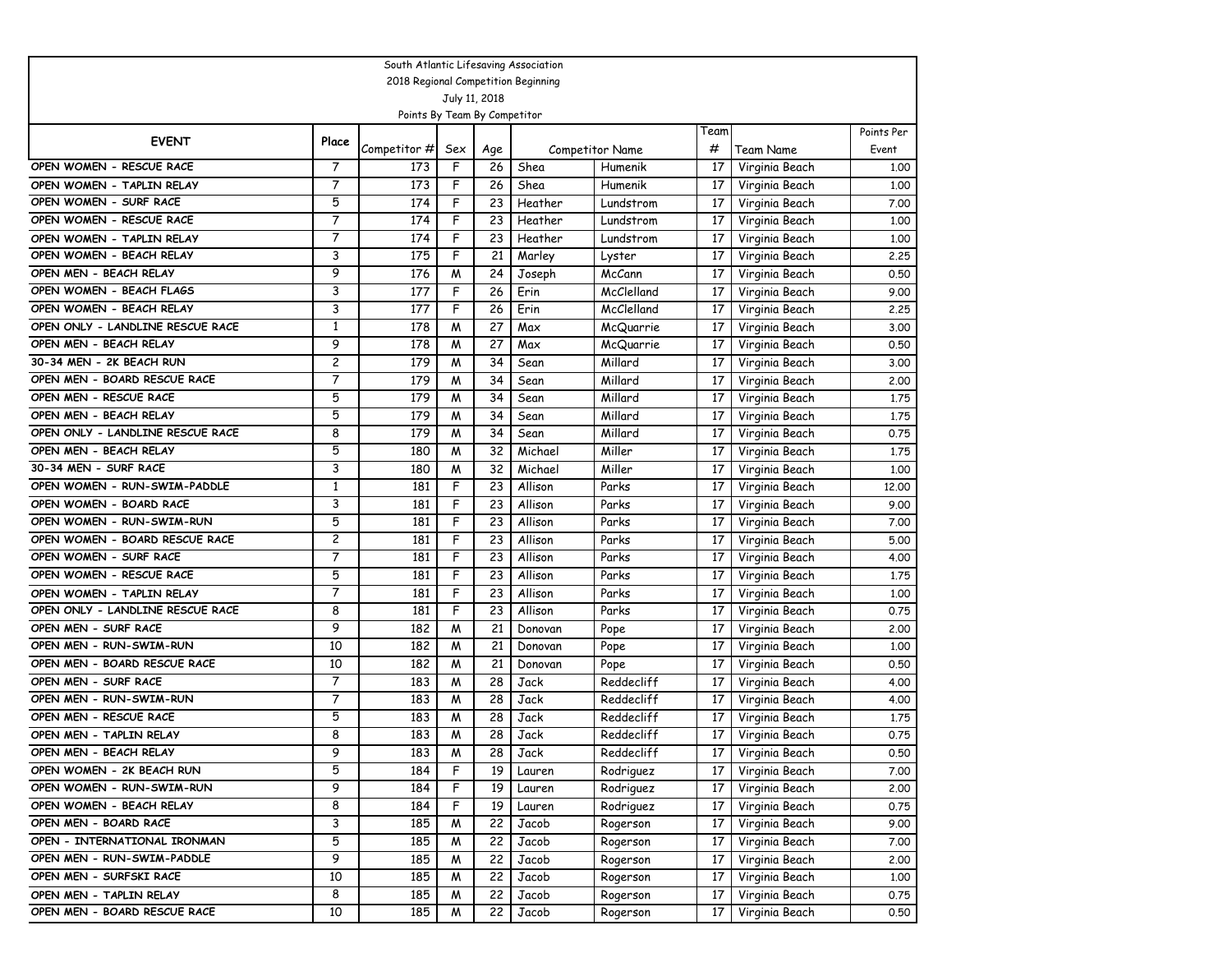South Atlantic Lifesaving Association

2018 Regional Competition Beginning

July 11, 2018

Points By Team By Competitor

| EVENT | Place | Competitor # | Sex | Age | Competitor Name | | Team # | Team Name | Points Per Event |
|---|---|---|---|---|---|---|---|---|---|
| OPEN WOMEN - RESCUE RACE | 7 | 173 | F | 26 | Shea | Humenik | 17 | Virginia Beach | 1.00 |
| OPEN WOMEN - TAPLIN RELAY | 7 | 173 | F | 26 | Shea | Humenik | 17 | Virginia Beach | 1.00 |
| OPEN WOMEN - SURF RACE | 5 | 174 | F | 23 | Heather | Lundstrom | 17 | Virginia Beach | 7.00 |
| OPEN WOMEN - RESCUE RACE | 7 | 174 | F | 23 | Heather | Lundstrom | 17 | Virginia Beach | 1.00 |
| OPEN WOMEN - TAPLIN RELAY | 7 | 174 | F | 23 | Heather | Lundstrom | 17 | Virginia Beach | 1.00 |
| OPEN WOMEN - BEACH RELAY | 3 | 175 | F | 21 | Marley | Lyster | 17 | Virginia Beach | 2.25 |
| OPEN MEN - BEACH RELAY | 9 | 176 | M | 24 | Joseph | McCann | 17 | Virginia Beach | 0.50 |
| OPEN WOMEN - BEACH FLAGS | 3 | 177 | F | 26 | Erin | McClelland | 17 | Virginia Beach | 9.00 |
| OPEN WOMEN - BEACH RELAY | 3 | 177 | F | 26 | Erin | McClelland | 17 | Virginia Beach | 2.25 |
| OPEN ONLY - LANDLINE RESCUE RACE | 1 | 178 | M | 27 | Max | McQuarrie | 17 | Virginia Beach | 3.00 |
| OPEN MEN - BEACH RELAY | 9 | 178 | M | 27 | Max | McQuarrie | 17 | Virginia Beach | 0.50 |
| 30-34 MEN - 2K BEACH RUN | 2 | 179 | M | 34 | Sean | Millard | 17 | Virginia Beach | 3.00 |
| OPEN MEN - BOARD RESCUE RACE | 7 | 179 | M | 34 | Sean | Millard | 17 | Virginia Beach | 2.00 |
| OPEN MEN - RESCUE RACE | 5 | 179 | M | 34 | Sean | Millard | 17 | Virginia Beach | 1.75 |
| OPEN MEN - BEACH RELAY | 5 | 179 | M | 34 | Sean | Millard | 17 | Virginia Beach | 1.75 |
| OPEN ONLY - LANDLINE RESCUE RACE | 8 | 179 | M | 34 | Sean | Millard | 17 | Virginia Beach | 0.75 |
| OPEN MEN - BEACH RELAY | 5 | 180 | M | 32 | Michael | Miller | 17 | Virginia Beach | 1.75 |
| 30-34 MEN - SURF RACE | 3 | 180 | M | 32 | Michael | Miller | 17 | Virginia Beach | 1.00 |
| OPEN WOMEN - RUN-SWIM-PADDLE | 1 | 181 | F | 23 | Allison | Parks | 17 | Virginia Beach | 12.00 |
| OPEN WOMEN - BOARD RACE | 3 | 181 | F | 23 | Allison | Parks | 17 | Virginia Beach | 9.00 |
| OPEN WOMEN - RUN-SWIM-RUN | 5 | 181 | F | 23 | Allison | Parks | 17 | Virginia Beach | 7.00 |
| OPEN WOMEN - BOARD RESCUE RACE | 2 | 181 | F | 23 | Allison | Parks | 17 | Virginia Beach | 5.00 |
| OPEN WOMEN - SURF RACE | 7 | 181 | F | 23 | Allison | Parks | 17 | Virginia Beach | 4.00 |
| OPEN WOMEN - RESCUE RACE | 5 | 181 | F | 23 | Allison | Parks | 17 | Virginia Beach | 1.75 |
| OPEN WOMEN - TAPLIN RELAY | 7 | 181 | F | 23 | Allison | Parks | 17 | Virginia Beach | 1.00 |
| OPEN ONLY - LANDLINE RESCUE RACE | 8 | 181 | F | 23 | Allison | Parks | 17 | Virginia Beach | 0.75 |
| OPEN MEN - SURF RACE | 9 | 182 | M | 21 | Donovan | Pope | 17 | Virginia Beach | 2.00 |
| OPEN MEN - RUN-SWIM-RUN | 10 | 182 | M | 21 | Donovan | Pope | 17 | Virginia Beach | 1.00 |
| OPEN MEN - BOARD RESCUE RACE | 10 | 182 | M | 21 | Donovan | Pope | 17 | Virginia Beach | 0.50 |
| OPEN MEN - SURF RACE | 7 | 183 | M | 28 | Jack | Reddecliff | 17 | Virginia Beach | 4.00 |
| OPEN MEN - RUN-SWIM-RUN | 7 | 183 | M | 28 | Jack | Reddecliff | 17 | Virginia Beach | 4.00 |
| OPEN MEN - RESCUE RACE | 5 | 183 | M | 28 | Jack | Reddecliff | 17 | Virginia Beach | 1.75 |
| OPEN MEN - TAPLIN RELAY | 8 | 183 | M | 28 | Jack | Reddecliff | 17 | Virginia Beach | 0.75 |
| OPEN MEN - BEACH RELAY | 9 | 183 | M | 28 | Jack | Reddecliff | 17 | Virginia Beach | 0.50 |
| OPEN WOMEN - 2K BEACH RUN | 5 | 184 | F | 19 | Lauren | Rodriguez | 17 | Virginia Beach | 7.00 |
| OPEN WOMEN - RUN-SWIM-RUN | 9 | 184 | F | 19 | Lauren | Rodriguez | 17 | Virginia Beach | 2.00 |
| OPEN WOMEN - BEACH RELAY | 8 | 184 | F | 19 | Lauren | Rodriguez | 17 | Virginia Beach | 0.75 |
| OPEN MEN - BOARD RACE | 3 | 185 | M | 22 | Jacob | Rogerson | 17 | Virginia Beach | 9.00 |
| OPEN - INTERNATIONAL IRONMAN | 5 | 185 | M | 22 | Jacob | Rogerson | 17 | Virginia Beach | 7.00 |
| OPEN MEN - RUN-SWIM-PADDLE | 9 | 185 | M | 22 | Jacob | Rogerson | 17 | Virginia Beach | 2.00 |
| OPEN MEN - SURFSKI RACE | 10 | 185 | M | 22 | Jacob | Rogerson | 17 | Virginia Beach | 1.00 |
| OPEN MEN - TAPLIN RELAY | 8 | 185 | M | 22 | Jacob | Rogerson | 17 | Virginia Beach | 0.75 |
| OPEN MEN - BOARD RESCUE RACE | 10 | 185 | M | 22 | Jacob | Rogerson | 17 | Virginia Beach | 0.50 |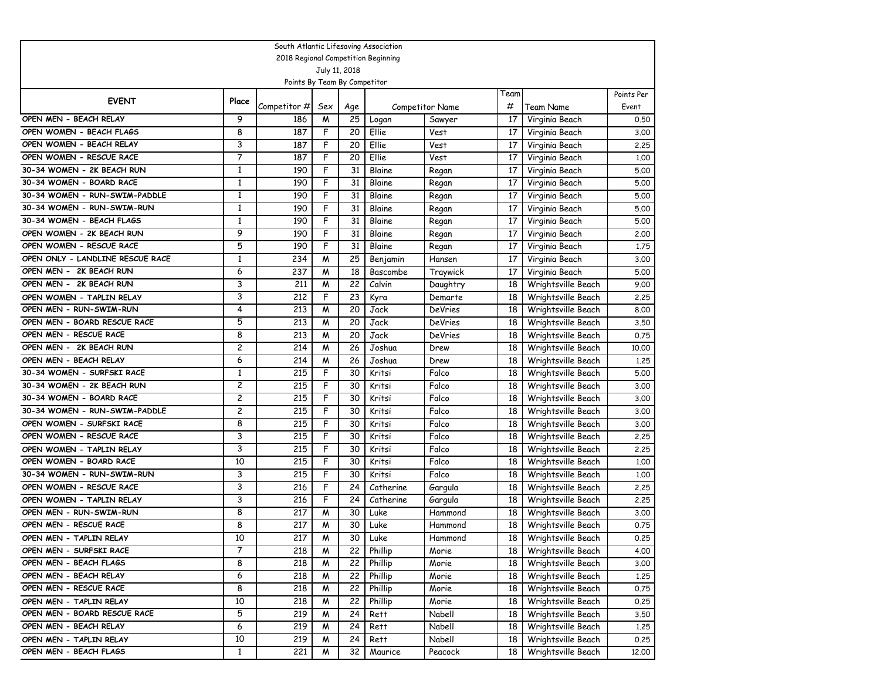South Atlantic Lifesaving Association
2018 Regional Competition Beginning
July 11, 2018
Points By Team By Competitor

| EVENT | Place | Competitor # | Sex | Age | Competitor Name | | Team # | Team Name | Points Per Event |
|---|---|---|---|---|---|---|---|---|---|
| OPEN MEN - BEACH RELAY | 9 | 186 | M | 25 | Logan | Sawyer | 17 | Virginia Beach | 0.50 |
| OPEN WOMEN - BEACH FLAGS | 8 | 187 | F | 20 | Ellie | Vest | 17 | Virginia Beach | 3.00 |
| OPEN WOMEN - BEACH RELAY | 3 | 187 | F | 20 | Ellie | Vest | 17 | Virginia Beach | 2.25 |
| OPEN WOMEN - RESCUE RACE | 7 | 187 | F | 20 | Ellie | Vest | 17 | Virginia Beach | 1.00 |
| 30-34 WOMEN - 2K BEACH RUN | 1 | 190 | F | 31 | Blaine | Regan | 17 | Virginia Beach | 5.00 |
| 30-34 WOMEN - BOARD RACE | 1 | 190 | F | 31 | Blaine | Regan | 17 | Virginia Beach | 5.00 |
| 30-34 WOMEN - RUN-SWIM-PADDLE | 1 | 190 | F | 31 | Blaine | Regan | 17 | Virginia Beach | 5.00 |
| 30-34 WOMEN - RUN-SWIM-RUN | 1 | 190 | F | 31 | Blaine | Regan | 17 | Virginia Beach | 5.00 |
| 30-34 WOMEN - BEACH FLAGS | 1 | 190 | F | 31 | Blaine | Regan | 17 | Virginia Beach | 5.00 |
| OPEN WOMEN - 2K BEACH RUN | 9 | 190 | F | 31 | Blaine | Regan | 17 | Virginia Beach | 2.00 |
| OPEN WOMEN - RESCUE RACE | 5 | 190 | F | 31 | Blaine | Regan | 17 | Virginia Beach | 1.75 |
| OPEN ONLY - LANDLINE RESCUE RACE | 1 | 234 | M | 25 | Benjamin | Hansen | 17 | Virginia Beach | 3.00 |
| OPEN MEN - 2K BEACH RUN | 6 | 237 | M | 18 | Bascombe | Traywick | 17 | Virginia Beach | 5.00 |
| OPEN MEN - 2K BEACH RUN | 3 | 211 | M | 22 | Calvin | Daughtry | 18 | Wrightsville Beach | 9.00 |
| OPEN WOMEN - TAPLIN RELAY | 3 | 212 | F | 23 | Kyra | Demarte | 18 | Wrightsville Beach | 2.25 |
| OPEN MEN - RUN-SWIM-RUN | 4 | 213 | M | 20 | Jack | DeVries | 18 | Wrightsville Beach | 8.00 |
| OPEN MEN - BOARD RESCUE RACE | 5 | 213 | M | 20 | Jack | DeVries | 18 | Wrightsville Beach | 3.50 |
| OPEN MEN - RESCUE RACE | 8 | 213 | M | 20 | Jack | DeVries | 18 | Wrightsville Beach | 0.75 |
| OPEN MEN - 2K BEACH RUN | 2 | 214 | M | 26 | Joshua | Drew | 18 | Wrightsville Beach | 10.00 |
| OPEN MEN - BEACH RELAY | 6 | 214 | M | 26 | Joshua | Drew | 18 | Wrightsville Beach | 1.25 |
| 30-34 WOMEN - SURFSKI RACE | 1 | 215 | F | 30 | Kritsi | Falco | 18 | Wrightsville Beach | 5.00 |
| 30-34 WOMEN - 2K BEACH RUN | 2 | 215 | F | 30 | Kritsi | Falco | 18 | Wrightsville Beach | 3.00 |
| 30-34 WOMEN - BOARD RACE | 2 | 215 | F | 30 | Kritsi | Falco | 18 | Wrightsville Beach | 3.00 |
| 30-34 WOMEN - RUN-SWIM-PADDLE | 2 | 215 | F | 30 | Kritsi | Falco | 18 | Wrightsville Beach | 3.00 |
| OPEN WOMEN - SURFSKI RACE | 8 | 215 | F | 30 | Kritsi | Falco | 18 | Wrightsville Beach | 3.00 |
| OPEN WOMEN - RESCUE RACE | 3 | 215 | F | 30 | Kritsi | Falco | 18 | Wrightsville Beach | 2.25 |
| OPEN WOMEN - TAPLIN RELAY | 3 | 215 | F | 30 | Kritsi | Falco | 18 | Wrightsville Beach | 2.25 |
| OPEN WOMEN - BOARD RACE | 10 | 215 | F | 30 | Kritsi | Falco | 18 | Wrightsville Beach | 1.00 |
| 30-34 WOMEN - RUN-SWIM-RUN | 3 | 215 | F | 30 | Kritsi | Falco | 18 | Wrightsville Beach | 1.00 |
| OPEN WOMEN - RESCUE RACE | 3 | 216 | F | 24 | Catherine | Gargula | 18 | Wrightsville Beach | 2.25 |
| OPEN WOMEN - TAPLIN RELAY | 3 | 216 | F | 24 | Catherine | Gargula | 18 | Wrightsville Beach | 2.25 |
| OPEN MEN - RUN-SWIM-RUN | 8 | 217 | M | 30 | Luke | Hammond | 18 | Wrightsville Beach | 3.00 |
| OPEN MEN - RESCUE RACE | 8 | 217 | M | 30 | Luke | Hammond | 18 | Wrightsville Beach | 0.75 |
| OPEN MEN - TAPLIN RELAY | 10 | 217 | M | 30 | Luke | Hammond | 18 | Wrightsville Beach | 0.25 |
| OPEN MEN - SURFSKI RACE | 7 | 218 | M | 22 | Phillip | Morie | 18 | Wrightsville Beach | 4.00 |
| OPEN MEN - BEACH FLAGS | 8 | 218 | M | 22 | Phillip | Morie | 18 | Wrightsville Beach | 3.00 |
| OPEN MEN - BEACH RELAY | 6 | 218 | M | 22 | Phillip | Morie | 18 | Wrightsville Beach | 1.25 |
| OPEN MEN - RESCUE RACE | 8 | 218 | M | 22 | Phillip | Morie | 18 | Wrightsville Beach | 0.75 |
| OPEN MEN - TAPLIN RELAY | 10 | 218 | M | 22 | Phillip | Morie | 18 | Wrightsville Beach | 0.25 |
| OPEN MEN - BOARD RESCUE RACE | 5 | 219 | M | 24 | Rett | Nabell | 18 | Wrightsville Beach | 3.50 |
| OPEN MEN - BEACH RELAY | 6 | 219 | M | 24 | Rett | Nabell | 18 | Wrightsville Beach | 1.25 |
| OPEN MEN - TAPLIN RELAY | 10 | 219 | M | 24 | Rett | Nabell | 18 | Wrightsville Beach | 0.25 |
| OPEN MEN - BEACH FLAGS | 1 | 221 | M | 32 | Maurice | Peacock | 18 | Wrightsville Beach | 12.00 |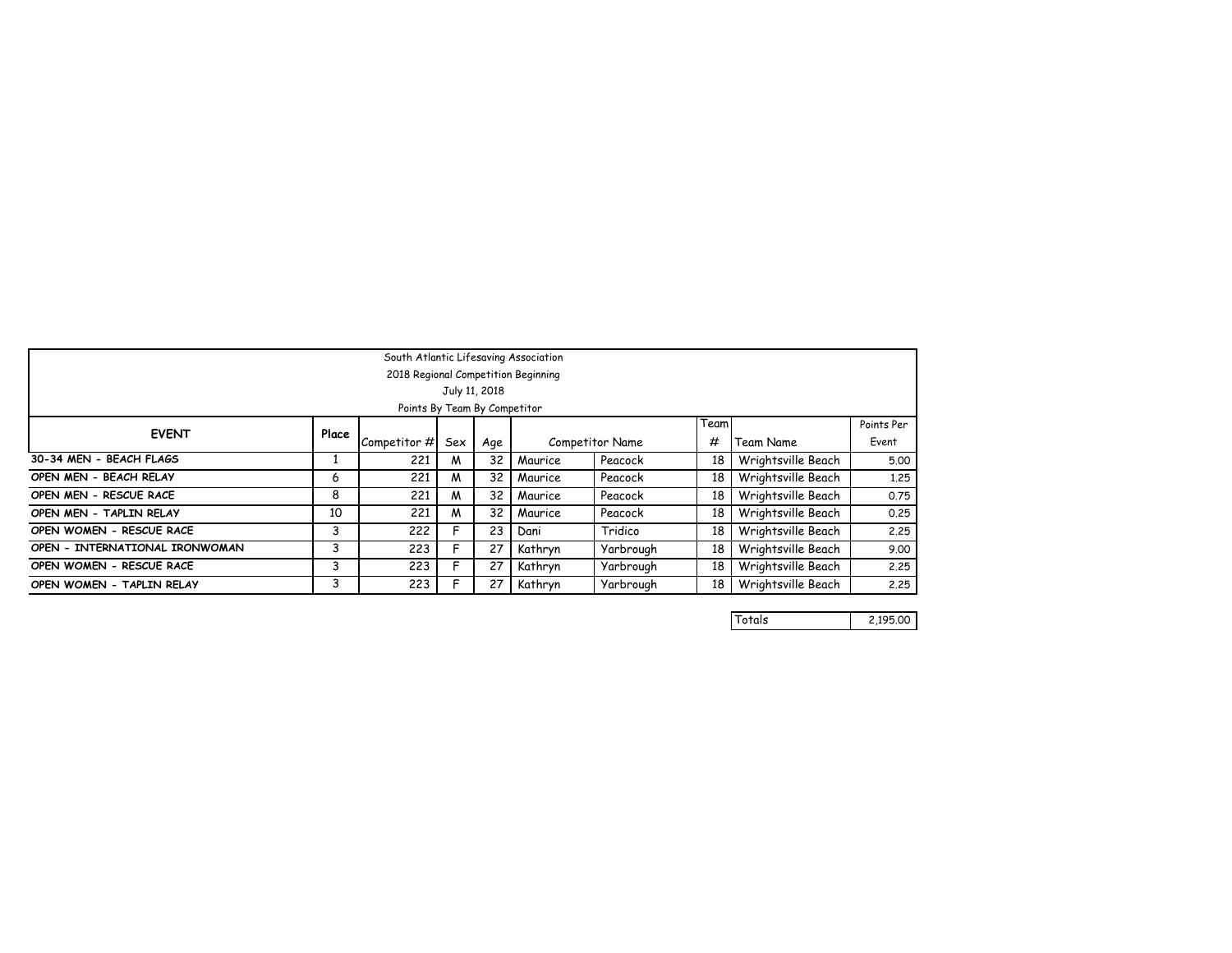South Atlantic Lifesaving Association

2018 Regional Competition Beginning

July 11, 2018

Points By Team By Competitor

| EVENT | Place | Competitor # | Sex | Age | Competitor Name | | Team # | Team Name | Points Per Event |
|---|---|---|---|---|---|---|---|---|---|
| 30-34 MEN - BEACH FLAGS | 1 | 221 | M | 32 | Maurice | Peacock | 18 | Wrightsville Beach | 5.00 |
| OPEN MEN - BEACH RELAY | 6 | 221 | M | 32 | Maurice | Peacock | 18 | Wrightsville Beach | 1.25 |
| OPEN MEN - RESCUE RACE | 8 | 221 | M | 32 | Maurice | Peacock | 18 | Wrightsville Beach | 0.75 |
| OPEN MEN - TAPLIN RELAY | 10 | 221 | M | 32 | Maurice | Peacock | 18 | Wrightsville Beach | 0.25 |
| OPEN WOMEN - RESCUE RACE | 3 | 222 | F | 23 | Dani | Tridico | 18 | Wrightsville Beach | 2.25 |
| OPEN - INTERNATIONAL IRONWOMAN | 3 | 223 | F | 27 | Kathryn | Yarbrough | 18 | Wrightsville Beach | 9.00 |
| OPEN WOMEN - RESCUE RACE | 3 | 223 | F | 27 | Kathryn | Yarbrough | 18 | Wrightsville Beach | 2.25 |
| OPEN WOMEN - TAPLIN RELAY | 3 | 223 | F | 27 | Kathryn | Yarbrough | 18 | Wrightsville Beach | 2.25 |

| | |
|---|---|
| Totals | 2,195.00 |